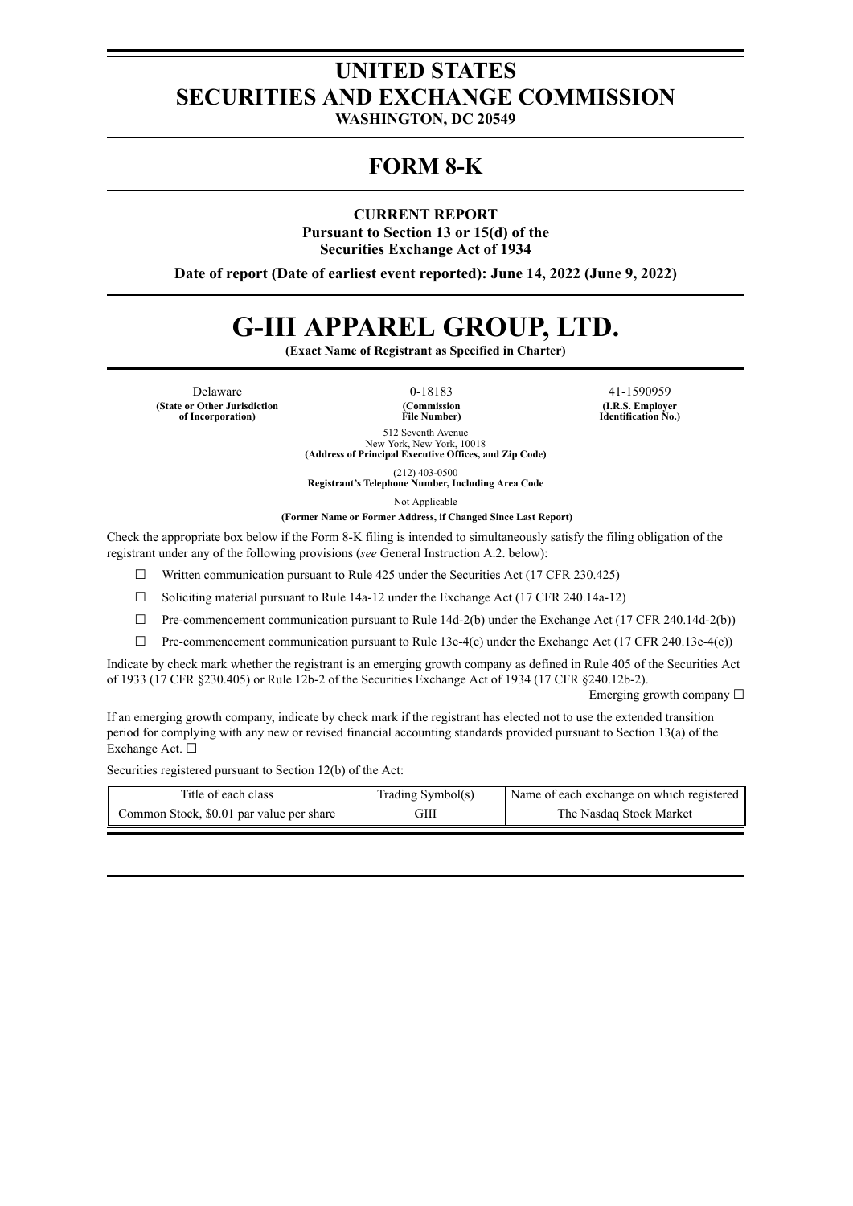# UNITED STATES
# SECURITIES AND EXCHANGE COMMISSION
**WASHINGTON, DC 20549**

## FORM 8-K

**CURRENT REPORT**
**Pursuant to Section 13 or 15(d) of the**
**Securities Exchange Act of 1934**

**Date of report (Date of earliest event reported): June 14, 2022 (June 9, 2022)**

# G-III APPAREL GROUP, LTD.
**(Exact Name of Registrant as Specified in Charter)**

| Delaware | 0-18183 | 41-1590959 |
|---|---|---|
| **(State or Other Jurisdiction of Incorporation)** | **(Commission File Number)** | **(I.R.S. Employer Identification No.)** |

512 Seventh Avenue
New York, New York, 10018
**(Address of Principal Executive Offices, and Zip Code)**

(212) 403-0500
**Registrant's Telephone Number, Including Area Code**

Not Applicable
**(Former Name or Former Address, if Changed Since Last Report)**

Check the appropriate box below if the Form 8-K filing is intended to simultaneously satisfy the filing obligation of the registrant under any of the following provisions (*see* General Instruction A.2. below):

☐ Written communication pursuant to Rule 425 under the Securities Act (17 CFR 230.425)

☐ Soliciting material pursuant to Rule 14a-12 under the Exchange Act (17 CFR 240.14a-12)

☐ Pre-commencement communication pursuant to Rule 14d-2(b) under the Exchange Act (17 CFR 240.14d-2(b))

☐ Pre-commencement communication pursuant to Rule 13e-4(c) under the Exchange Act (17 CFR 240.13e-4(c))

Indicate by check mark whether the registrant is an emerging growth company as defined in Rule 405 of the Securities Act of 1933 (17 CFR §230.405) or Rule 12b-2 of the Securities Exchange Act of 1934 (17 CFR §240.12b-2).

Emerging growth company ☐

If an emerging growth company, indicate by check mark if the registrant has elected not to use the extended transition period for complying with any new or revised financial accounting standards provided pursuant to Section 13(a) of the Exchange Act. ☐

Securities registered pursuant to Section 12(b) of the Act:

| Title of each class | Trading Symbol(s) | Name of each exchange on which registered |
|---|---|---|
| Common Stock, $0.01 par value per share | GIII | The Nasdaq Stock Market |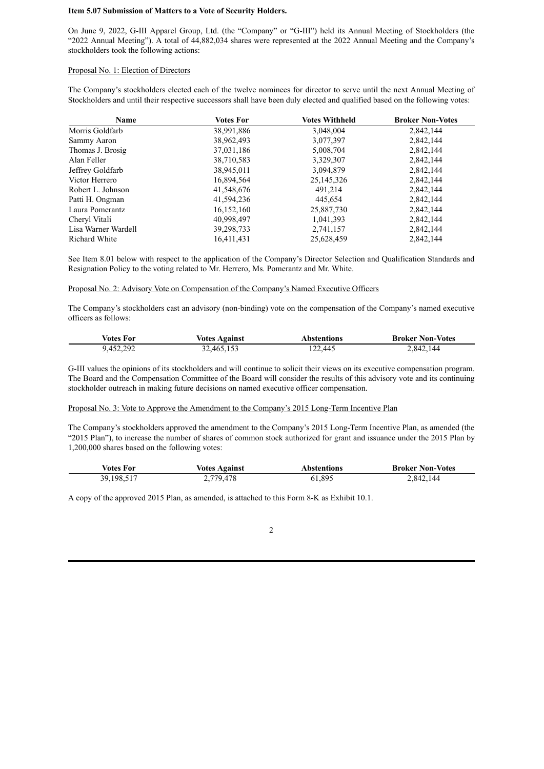**Item 5.07 Submission of Matters to a Vote of Security Holders.**

On June 9, 2022, G-III Apparel Group, Ltd. (the "Company" or "G-III") held its Annual Meeting of Stockholders (the "2022 Annual Meeting"). A total of 44,882,034 shares were represented at the 2022 Annual Meeting and the Company's stockholders took the following actions:

Proposal No. 1: Election of Directors

The Company's stockholders elected each of the twelve nominees for director to serve until the next Annual Meeting of Stockholders and until their respective successors shall have been duly elected and qualified based on the following votes:

| Name | Votes For | Votes Withheld | Broker Non-Votes |
|---|---|---|---|
| Morris Goldfarb | 38,991,886 | 3,048,004 | 2,842,144 |
| Sammy Aaron | 38,962,493 | 3,077,397 | 2,842,144 |
| Thomas J. Brosig | 37,031,186 | 5,008,704 | 2,842,144 |
| Alan Feller | 38,710,583 | 3,329,307 | 2,842,144 |
| Jeffrey Goldfarb | 38,945,011 | 3,094,879 | 2,842,144 |
| Victor Herrero | 16,894,564 | 25,145,326 | 2,842,144 |
| Robert L. Johnson | 41,548,676 | 491,214 | 2,842,144 |
| Patti H. Ongman | 41,594,236 | 445,654 | 2,842,144 |
| Laura Pomerantz | 16,152,160 | 25,887,730 | 2,842,144 |
| Cheryl Vitali | 40,998,497 | 1,041,393 | 2,842,144 |
| Lisa Warner Wardell | 39,298,733 | 2,741,157 | 2,842,144 |
| Richard White | 16,411,431 | 25,628,459 | 2,842,144 |

See Item 8.01 below with respect to the application of the Company's Director Selection and Qualification Standards and Resignation Policy to the voting related to Mr. Herrero, Ms. Pomerantz and Mr. White.

Proposal No. 2: Advisory Vote on Compensation of the Company's Named Executive Officers

The Company's stockholders cast an advisory (non-binding) vote on the compensation of the Company's named executive officers as follows:

| Votes For | Votes Against | Abstentions | Broker Non-Votes |
|---|---|---|---|
| 9,452,292 | 32,465,153 | 122,445 | 2,842,144 |

G-III values the opinions of its stockholders and will continue to solicit their views on its executive compensation program. The Board and the Compensation Committee of the Board will consider the results of this advisory vote and its continuing stockholder outreach in making future decisions on named executive officer compensation.

Proposal No. 3: Vote to Approve the Amendment to the Company's 2015 Long-Term Incentive Plan

The Company's stockholders approved the amendment to the Company's 2015 Long-Term Incentive Plan, as amended (the "2015 Plan"), to increase the number of shares of common stock authorized for grant and issuance under the 2015 Plan by 1,200,000 shares based on the following votes:

| Votes For | Votes Against | Abstentions | Broker Non-Votes |
|---|---|---|---|
| 39,198,517 | 2,779,478 | 61,895 | 2,842,144 |

A copy of the approved 2015 Plan, as amended, is attached to this Form 8-K as Exhibit 10.1.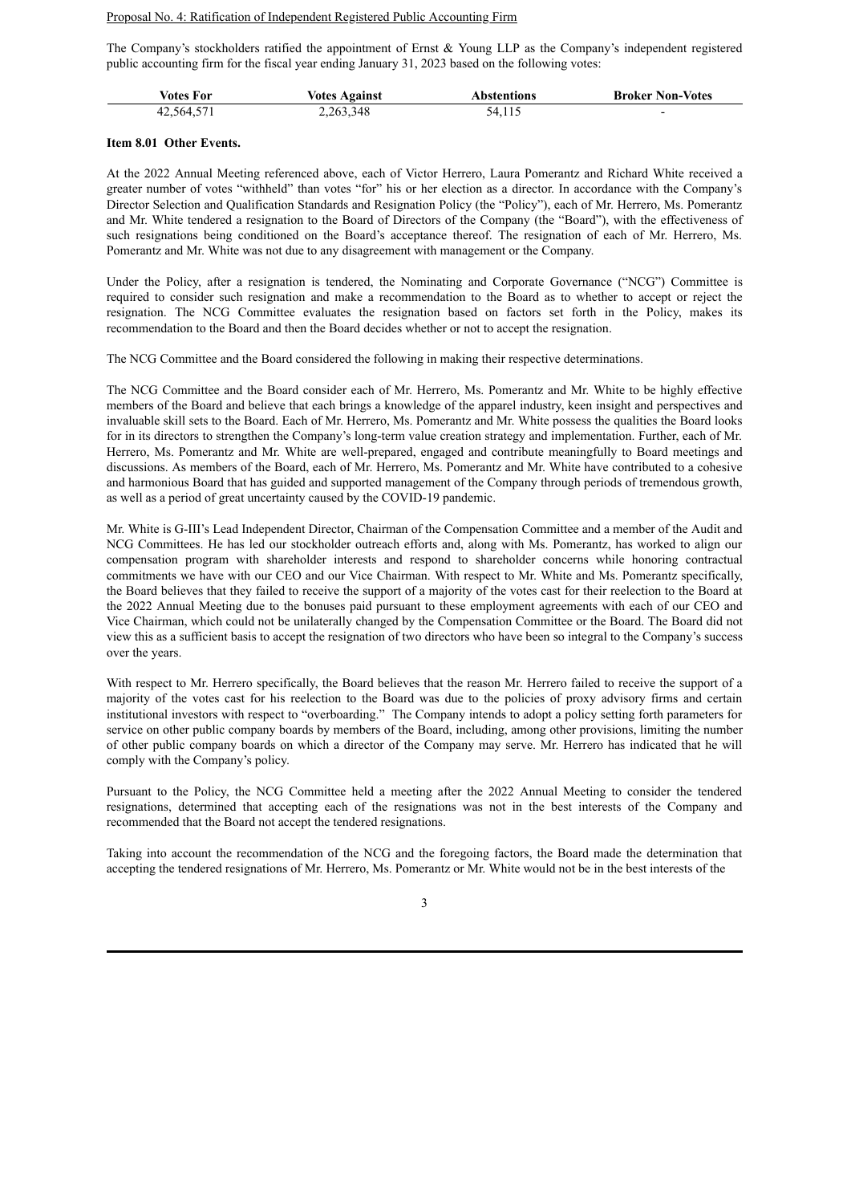Proposal No. 4: Ratification of Independent Registered Public Accounting Firm

The Company's stockholders ratified the appointment of Ernst & Young LLP as the Company's independent registered public accounting firm for the fiscal year ending January 31, 2023 based on the following votes:

| Votes For | Votes Against | Abstentions | Broker Non-Votes |
|---|---|---|---|
| 42,564,571 | 2,263,348 | 54,115 | - |

**Item 8.01 Other Events.**

At the 2022 Annual Meeting referenced above, each of Victor Herrero, Laura Pomerantz and Richard White received a greater number of votes "withheld" than votes "for" his or her election as a director. In accordance with the Company's Director Selection and Qualification Standards and Resignation Policy (the "Policy"), each of Mr. Herrero, Ms. Pomerantz and Mr. White tendered a resignation to the Board of Directors of the Company (the "Board"), with the effectiveness of such resignations being conditioned on the Board's acceptance thereof. The resignation of each of Mr. Herrero, Ms. Pomerantz and Mr. White was not due to any disagreement with management or the Company.

Under the Policy, after a resignation is tendered, the Nominating and Corporate Governance ("NCG") Committee is required to consider such resignation and make a recommendation to the Board as to whether to accept or reject the resignation. The NCG Committee evaluates the resignation based on factors set forth in the Policy, makes its recommendation to the Board and then the Board decides whether or not to accept the resignation.

The NCG Committee and the Board considered the following in making their respective determinations.

The NCG Committee and the Board consider each of Mr. Herrero, Ms. Pomerantz and Mr. White to be highly effective members of the Board and believe that each brings a knowledge of the apparel industry, keen insight and perspectives and invaluable skill sets to the Board. Each of Mr. Herrero, Ms. Pomerantz and Mr. White possess the qualities the Board looks for in its directors to strengthen the Company's long-term value creation strategy and implementation. Further, each of Mr. Herrero, Ms. Pomerantz and Mr. White are well-prepared, engaged and contribute meaningfully to Board meetings and discussions. As members of the Board, each of Mr. Herrero, Ms. Pomerantz and Mr. White have contributed to a cohesive and harmonious Board that has guided and supported management of the Company through periods of tremendous growth, as well as a period of great uncertainty caused by the COVID-19 pandemic.

Mr. White is G-III's Lead Independent Director, Chairman of the Compensation Committee and a member of the Audit and NCG Committees. He has led our stockholder outreach efforts and, along with Ms. Pomerantz, has worked to align our compensation program with shareholder interests and respond to shareholder concerns while honoring contractual commitments we have with our CEO and our Vice Chairman. With respect to Mr. White and Ms. Pomerantz specifically, the Board believes that they failed to receive the support of a majority of the votes cast for their reelection to the Board at the 2022 Annual Meeting due to the bonuses paid pursuant to these employment agreements with each of our CEO and Vice Chairman, which could not be unilaterally changed by the Compensation Committee or the Board. The Board did not view this as a sufficient basis to accept the resignation of two directors who have been so integral to the Company's success over the years.

With respect to Mr. Herrero specifically, the Board believes that the reason Mr. Herrero failed to receive the support of a majority of the votes cast for his reelection to the Board was due to the policies of proxy advisory firms and certain institutional investors with respect to "overboarding." The Company intends to adopt a policy setting forth parameters for service on other public company boards by members of the Board, including, among other provisions, limiting the number of other public company boards on which a director of the Company may serve. Mr. Herrero has indicated that he will comply with the Company's policy.

Pursuant to the Policy, the NCG Committee held a meeting after the 2022 Annual Meeting to consider the tendered resignations, determined that accepting each of the resignations was not in the best interests of the Company and recommended that the Board not accept the tendered resignations.

Taking into account the recommendation of the NCG and the foregoing factors, the Board made the determination that accepting the tendered resignations of Mr. Herrero, Ms. Pomerantz or Mr. White would not be in the best interests of the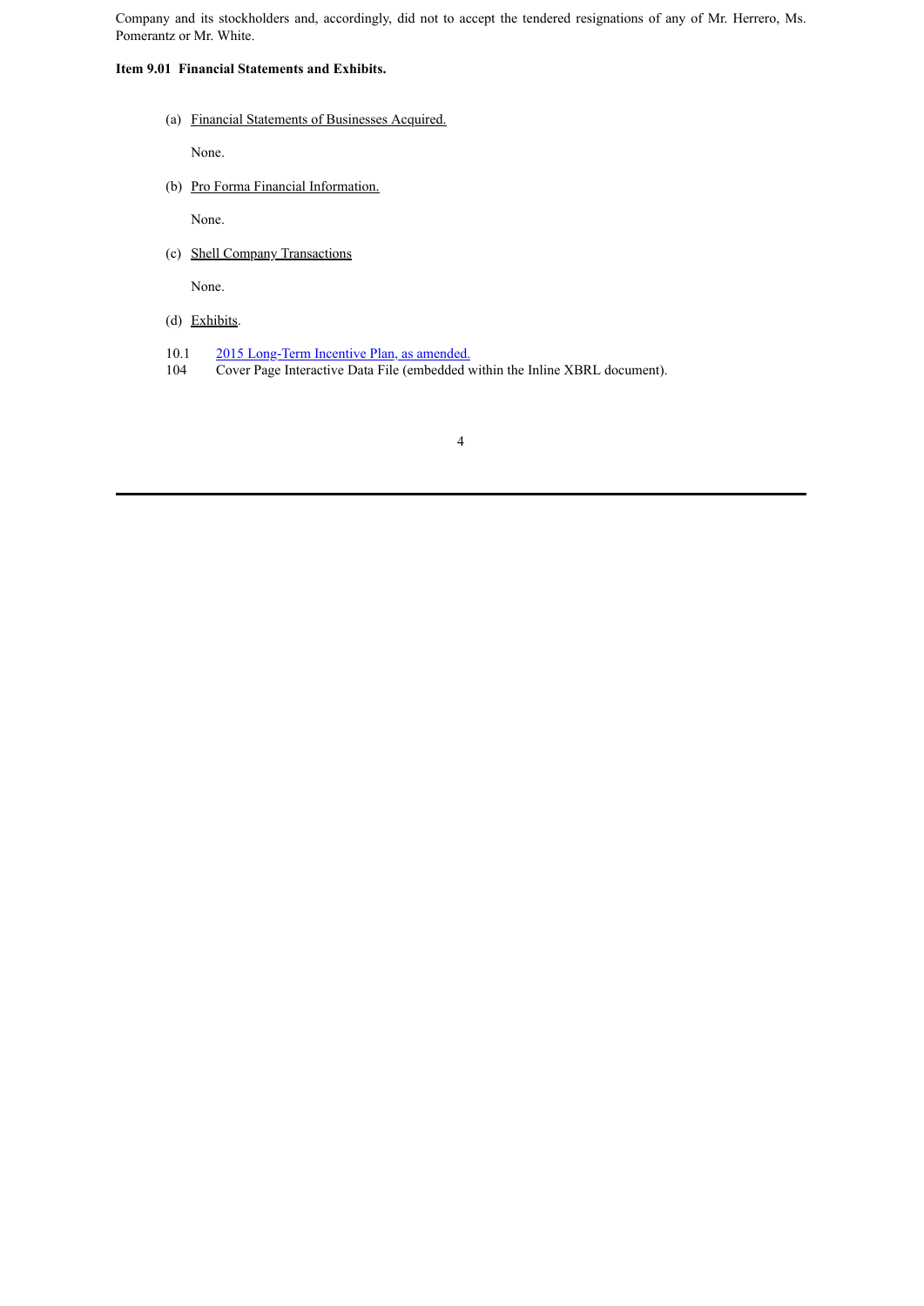Company and its stockholders and, accordingly, did not to accept the tendered resignations of any of Mr. Herrero, Ms. Pomerantz or Mr. White.

**Item 9.01 Financial Statements and Exhibits.**

(a) Financial Statements of Businesses Acquired.

None.

(b) Pro Forma Financial Information.

None.

(c) Shell Company Transactions

None.

(d) Exhibits.

| | |
|---|---|
| 10.1 | 2015 Long-Term Incentive Plan, as amended. |
| 104 | Cover Page Interactive Data File (embedded within the Inline XBRL document). |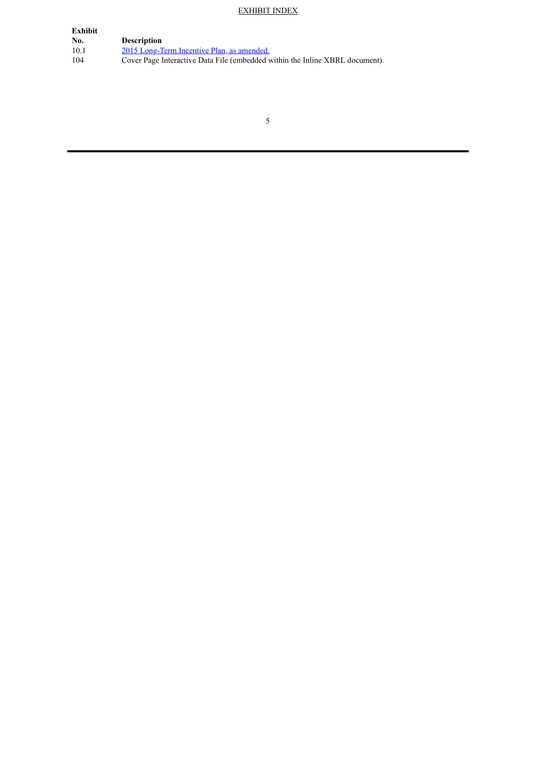EXHIBIT INDEX

| Exhibit No. | Description |
|---|---|
| 10.1 | 2015 Long-Term Incentive Plan, as amended. |
| 104 | Cover Page Interactive Data File (embedded within the Inline XBRL document). |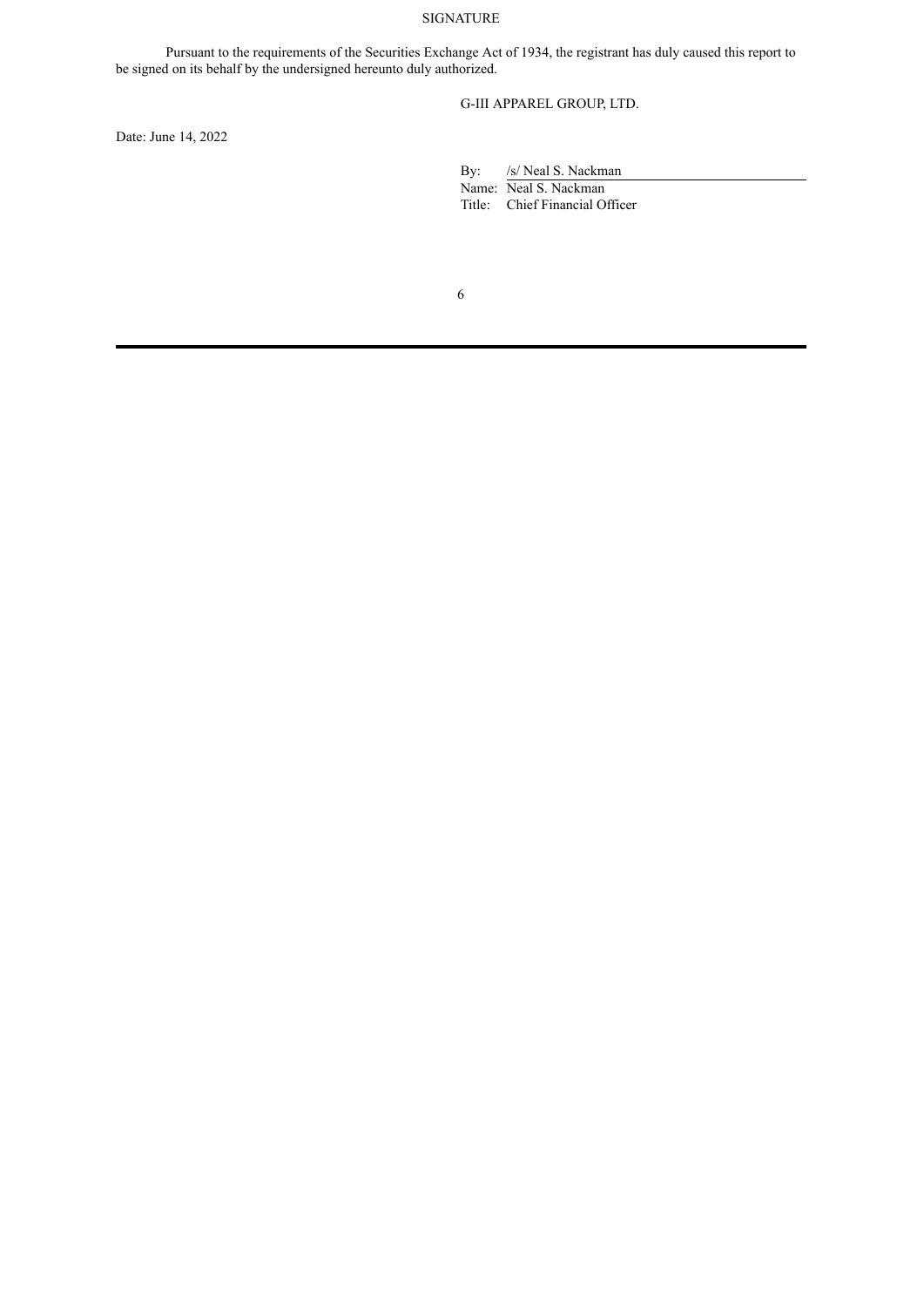# SIGNATURE

Pursuant to the requirements of the Securities Exchange Act of 1934, the registrant has duly caused this report to be signed on its behalf by the undersigned hereunto duly authorized.

G-III APPAREL GROUP, LTD.

Date: June 14, 2022

By: /s/ Neal S. Nackman

Name: Neal S. Nackman

Title: Chief Financial Officer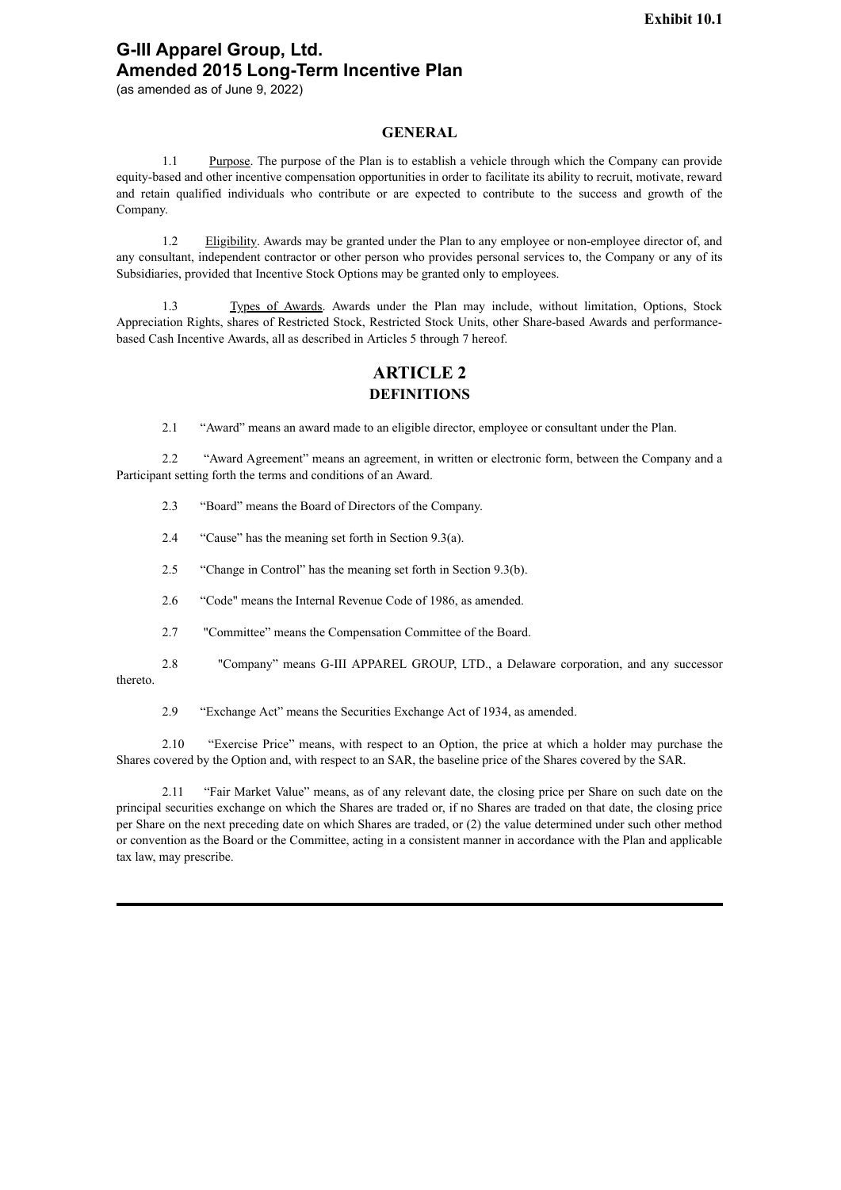**Exhibit 10.1**

# G-III Apparel Group, Ltd.
# Amended 2015 Long-Term Incentive Plan

(as amended as of June 9, 2022)

## GENERAL

1.1 Purpose. The purpose of the Plan is to establish a vehicle through which the Company can provide equity-based and other incentive compensation opportunities in order to facilitate its ability to recruit, motivate, reward and retain qualified individuals who contribute or are expected to contribute to the success and growth of the Company.

1.2 Eligibility. Awards may be granted under the Plan to any employee or non-employee director of, and any consultant, independent contractor or other person who provides personal services to, the Company or any of its Subsidiaries, provided that Incentive Stock Options may be granted only to employees.

1.3 Types of Awards. Awards under the Plan may include, without limitation, Options, Stock Appreciation Rights, shares of Restricted Stock, Restricted Stock Units, other Share-based Awards and performance-based Cash Incentive Awards, all as described in Articles 5 through 7 hereof.

## ARTICLE 2
## DEFINITIONS

2.1 "Award" means an award made to an eligible director, employee or consultant under the Plan.

2.2 "Award Agreement" means an agreement, in written or electronic form, between the Company and a Participant setting forth the terms and conditions of an Award.

2.3 "Board" means the Board of Directors of the Company.

2.4 "Cause" has the meaning set forth in Section 9.3(a).

2.5 "Change in Control" has the meaning set forth in Section 9.3(b).

2.6 "Code" means the Internal Revenue Code of 1986, as amended.

2.7 "Committee" means the Compensation Committee of the Board.

2.8 "Company" means G-III APPAREL GROUP, LTD., a Delaware corporation, and any successor thereto.

2.9 "Exchange Act" means the Securities Exchange Act of 1934, as amended.

2.10 "Exercise Price" means, with respect to an Option, the price at which a holder may purchase the Shares covered by the Option and, with respect to an SAR, the baseline price of the Shares covered by the SAR.

2.11 "Fair Market Value" means, as of any relevant date, the closing price per Share on such date on the principal securities exchange on which the Shares are traded or, if no Shares are traded on that date, the closing price per Share on the next preceding date on which Shares are traded, or (2) the value determined under such other method or convention as the Board or the Committee, acting in a consistent manner in accordance with the Plan and applicable tax law, may prescribe.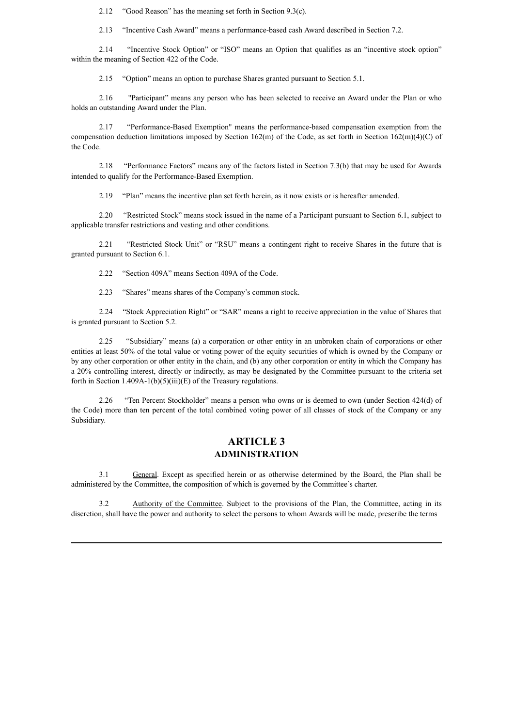2.12 "Good Reason" has the meaning set forth in Section 9.3(c).

2.13 "Incentive Cash Award" means a performance-based cash Award described in Section 7.2.

2.14 "Incentive Stock Option" or "ISO" means an Option that qualifies as an "incentive stock option" within the meaning of Section 422 of the Code.

2.15 "Option" means an option to purchase Shares granted pursuant to Section 5.1.

2.16 "Participant" means any person who has been selected to receive an Award under the Plan or who holds an outstanding Award under the Plan.

2.17 "Performance-Based Exemption" means the performance-based compensation exemption from the compensation deduction limitations imposed by Section 162(m) of the Code, as set forth in Section 162(m)(4)(C) of the Code.

2.18 "Performance Factors" means any of the factors listed in Section 7.3(b) that may be used for Awards intended to qualify for the Performance-Based Exemption.

2.19 "Plan" means the incentive plan set forth herein, as it now exists or is hereafter amended.

2.20 "Restricted Stock" means stock issued in the name of a Participant pursuant to Section 6.1, subject to applicable transfer restrictions and vesting and other conditions.

2.21 "Restricted Stock Unit" or "RSU" means a contingent right to receive Shares in the future that is granted pursuant to Section 6.1.

2.22 "Section 409A" means Section 409A of the Code.

2.23 "Shares" means shares of the Company's common stock.

2.24 "Stock Appreciation Right" or "SAR" means a right to receive appreciation in the value of Shares that is granted pursuant to Section 5.2.

2.25 "Subsidiary" means (a) a corporation or other entity in an unbroken chain of corporations or other entities at least 50% of the total value or voting power of the equity securities of which is owned by the Company or by any other corporation or other entity in the chain, and (b) any other corporation or entity in which the Company has a 20% controlling interest, directly or indirectly, as may be designated by the Committee pursuant to the criteria set forth in Section 1.409A-1(b)(5)(iii)(E) of the Treasury regulations.

2.26 "Ten Percent Stockholder" means a person who owns or is deemed to own (under Section 424(d) of the Code) more than ten percent of the total combined voting power of all classes of stock of the Company or any Subsidiary.

## ARTICLE 3
## ADMINISTRATION

3.1 General. Except as specified herein or as otherwise determined by the Board, the Plan shall be administered by the Committee, the composition of which is governed by the Committee's charter.

3.2 Authority of the Committee. Subject to the provisions of the Plan, the Committee, acting in its discretion, shall have the power and authority to select the persons to whom Awards will be made, prescribe the terms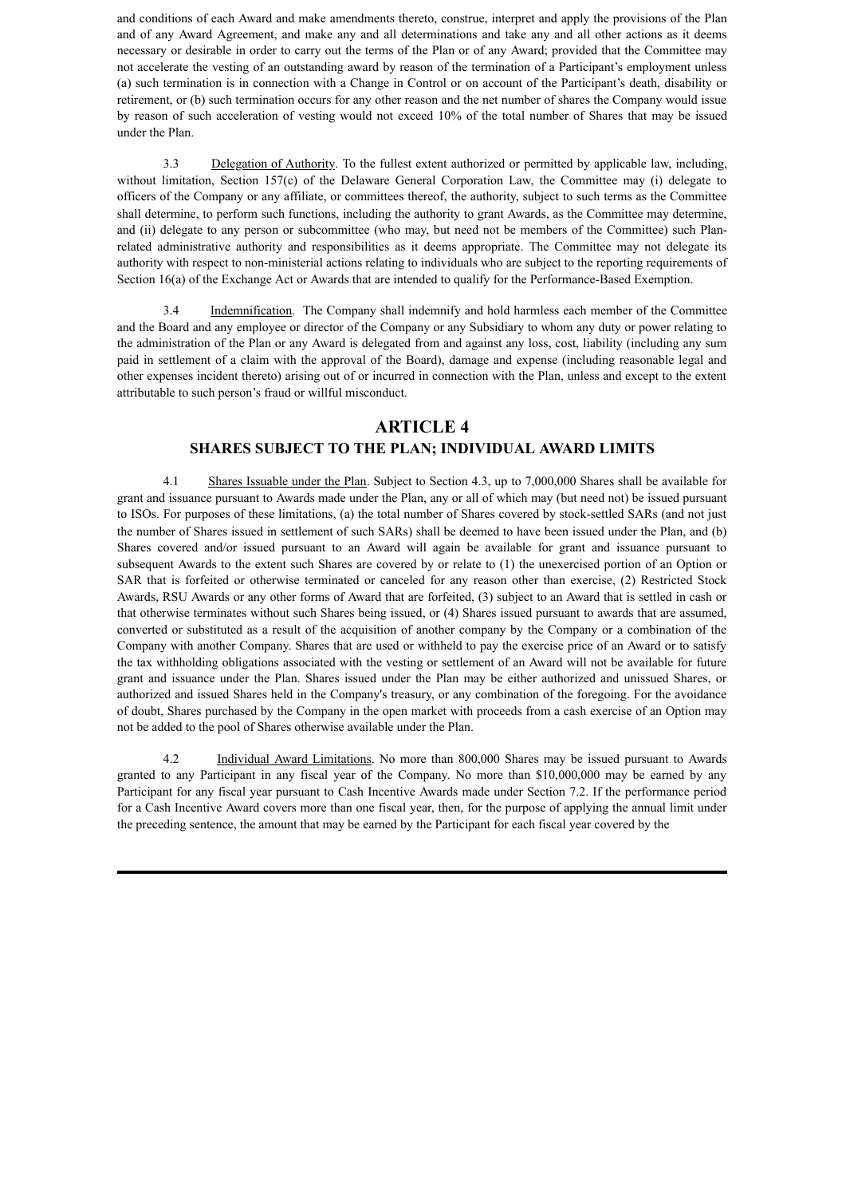and conditions of each Award and make amendments thereto, construe, interpret and apply the provisions of the Plan and of any Award Agreement, and make any and all determinations and take any and all other actions as it deems necessary or desirable in order to carry out the terms of the Plan or of any Award; provided that the Committee may not accelerate the vesting of an outstanding award by reason of the termination of a Participant's employment unless (a) such termination is in connection with a Change in Control or on account of the Participant's death, disability or retirement, or (b) such termination occurs for any other reason and the net number of shares the Company would issue by reason of such acceleration of vesting would not exceed 10% of the total number of Shares that may be issued under the Plan.

3.3 Delegation of Authority. To the fullest extent authorized or permitted by applicable law, including, without limitation, Section 157(c) of the Delaware General Corporation Law, the Committee may (i) delegate to officers of the Company or any affiliate, or committees thereof, the authority, subject to such terms as the Committee shall determine, to perform such functions, including the authority to grant Awards, as the Committee may determine, and (ii) delegate to any person or subcommittee (who may, but need not be members of the Committee) such Plan-related administrative authority and responsibilities as it deems appropriate. The Committee may not delegate its authority with respect to non-ministerial actions relating to individuals who are subject to the reporting requirements of Section 16(a) of the Exchange Act or Awards that are intended to qualify for the Performance-Based Exemption.

3.4 Indemnification. The Company shall indemnify and hold harmless each member of the Committee and the Board and any employee or director of the Company or any Subsidiary to whom any duty or power relating to the administration of the Plan or any Award is delegated from and against any loss, cost, liability (including any sum paid in settlement of a claim with the approval of the Board), damage and expense (including reasonable legal and other expenses incident thereto) arising out of or incurred in connection with the Plan, unless and except to the extent attributable to such person's fraud or willful misconduct.

# ARTICLE 4
## SHARES SUBJECT TO THE PLAN; INDIVIDUAL AWARD LIMITS

4.1 Shares Issuable under the Plan. Subject to Section 4.3, up to 7,000,000 Shares shall be available for grant and issuance pursuant to Awards made under the Plan, any or all of which may (but need not) be issued pursuant to ISOs. For purposes of these limitations, (a) the total number of Shares covered by stock-settled SARs (and not just the number of Shares issued in settlement of such SARs) shall be deemed to have been issued under the Plan, and (b) Shares covered and/or issued pursuant to an Award will again be available for grant and issuance pursuant to subsequent Awards to the extent such Shares are covered by or relate to (1) the unexercised portion of an Option or SAR that is forfeited or otherwise terminated or canceled for any reason other than exercise, (2) Restricted Stock Awards, RSU Awards or any other forms of Award that are forfeited, (3) subject to an Award that is settled in cash or that otherwise terminates without such Shares being issued, or (4) Shares issued pursuant to awards that are assumed, converted or substituted as a result of the acquisition of another company by the Company or a combination of the Company with another Company. Shares that are used or withheld to pay the exercise price of an Award or to satisfy the tax withholding obligations associated with the vesting or settlement of an Award will not be available for future grant and issuance under the Plan. Shares issued under the Plan may be either authorized and unissued Shares, or authorized and issued Shares held in the Company's treasury, or any combination of the foregoing. For the avoidance of doubt, Shares purchased by the Company in the open market with proceeds from a cash exercise of an Option may not be added to the pool of Shares otherwise available under the Plan.

4.2 Individual Award Limitations. No more than 800,000 Shares may be issued pursuant to Awards granted to any Participant in any fiscal year of the Company. No more than $10,000,000 may be earned by any Participant for any fiscal year pursuant to Cash Incentive Awards made under Section 7.2. If the performance period for a Cash Incentive Award covers more than one fiscal year, then, for the purpose of applying the annual limit under the preceding sentence, the amount that may be earned by the Participant for each fiscal year covered by the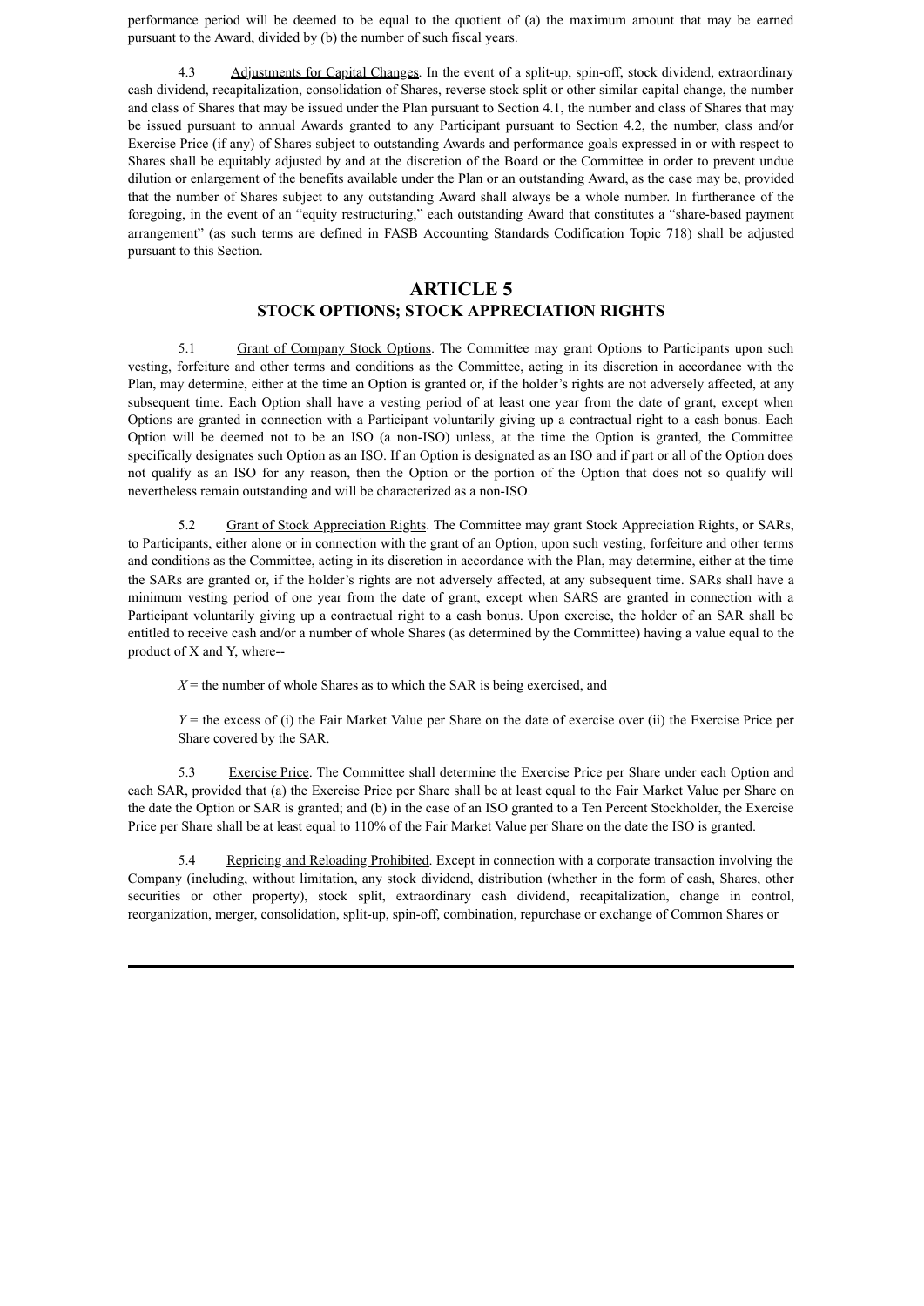performance period will be deemed to be equal to the quotient of (a) the maximum amount that may be earned pursuant to the Award, divided by (b) the number of such fiscal years.

4.3 Adjustments for Capital Changes. In the event of a split-up, spin-off, stock dividend, extraordinary cash dividend, recapitalization, consolidation of Shares, reverse stock split or other similar capital change, the number and class of Shares that may be issued under the Plan pursuant to Section 4.1, the number and class of Shares that may be issued pursuant to annual Awards granted to any Participant pursuant to Section 4.2, the number, class and/or Exercise Price (if any) of Shares subject to outstanding Awards and performance goals expressed in or with respect to Shares shall be equitably adjusted by and at the discretion of the Board or the Committee in order to prevent undue dilution or enlargement of the benefits available under the Plan or an outstanding Award, as the case may be, provided that the number of Shares subject to any outstanding Award shall always be a whole number. In furtherance of the foregoing, in the event of an "equity restructuring," each outstanding Award that constitutes a "share-based payment arrangement" (as such terms are defined in FASB Accounting Standards Codification Topic 718) shall be adjusted pursuant to this Section.

# ARTICLE 5
## STOCK OPTIONS; STOCK APPRECIATION RIGHTS

5.1 Grant of Company Stock Options. The Committee may grant Options to Participants upon such vesting, forfeiture and other terms and conditions as the Committee, acting in its discretion in accordance with the Plan, may determine, either at the time an Option is granted or, if the holder's rights are not adversely affected, at any subsequent time. Each Option shall have a vesting period of at least one year from the date of grant, except when Options are granted in connection with a Participant voluntarily giving up a contractual right to a cash bonus. Each Option will be deemed not to be an ISO (a non-ISO) unless, at the time the Option is granted, the Committee specifically designates such Option as an ISO. If an Option is designated as an ISO and if part or all of the Option does not qualify as an ISO for any reason, then the Option or the portion of the Option that does not so qualify will nevertheless remain outstanding and will be characterized as a non-ISO.

5.2 Grant of Stock Appreciation Rights. The Committee may grant Stock Appreciation Rights, or SARs, to Participants, either alone or in connection with the grant of an Option, upon such vesting, forfeiture and other terms and conditions as the Committee, acting in its discretion in accordance with the Plan, may determine, either at the time the SARs are granted or, if the holder's rights are not adversely affected, at any subsequent time. SARs shall have a minimum vesting period of one year from the date of grant, except when SARS are granted in connection with a Participant voluntarily giving up a contractual right to a cash bonus. Upon exercise, the holder of an SAR shall be entitled to receive cash and/or a number of whole Shares (as determined by the Committee) having a value equal to the product of X and Y, where--

$X$ = the number of whole Shares as to which the SAR is being exercised, and

$Y$ = the excess of (i) the Fair Market Value per Share on the date of exercise over (ii) the Exercise Price per Share covered by the SAR.

5.3 Exercise Price. The Committee shall determine the Exercise Price per Share under each Option and each SAR, provided that (a) the Exercise Price per Share shall be at least equal to the Fair Market Value per Share on the date the Option or SAR is granted; and (b) in the case of an ISO granted to a Ten Percent Stockholder, the Exercise Price per Share shall be at least equal to 110% of the Fair Market Value per Share on the date the ISO is granted.

5.4 Repricing and Reloading Prohibited. Except in connection with a corporate transaction involving the Company (including, without limitation, any stock dividend, distribution (whether in the form of cash, Shares, other securities or other property), stock split, extraordinary cash dividend, recapitalization, change in control, reorganization, merger, consolidation, split-up, spin-off, combination, repurchase or exchange of Common Shares or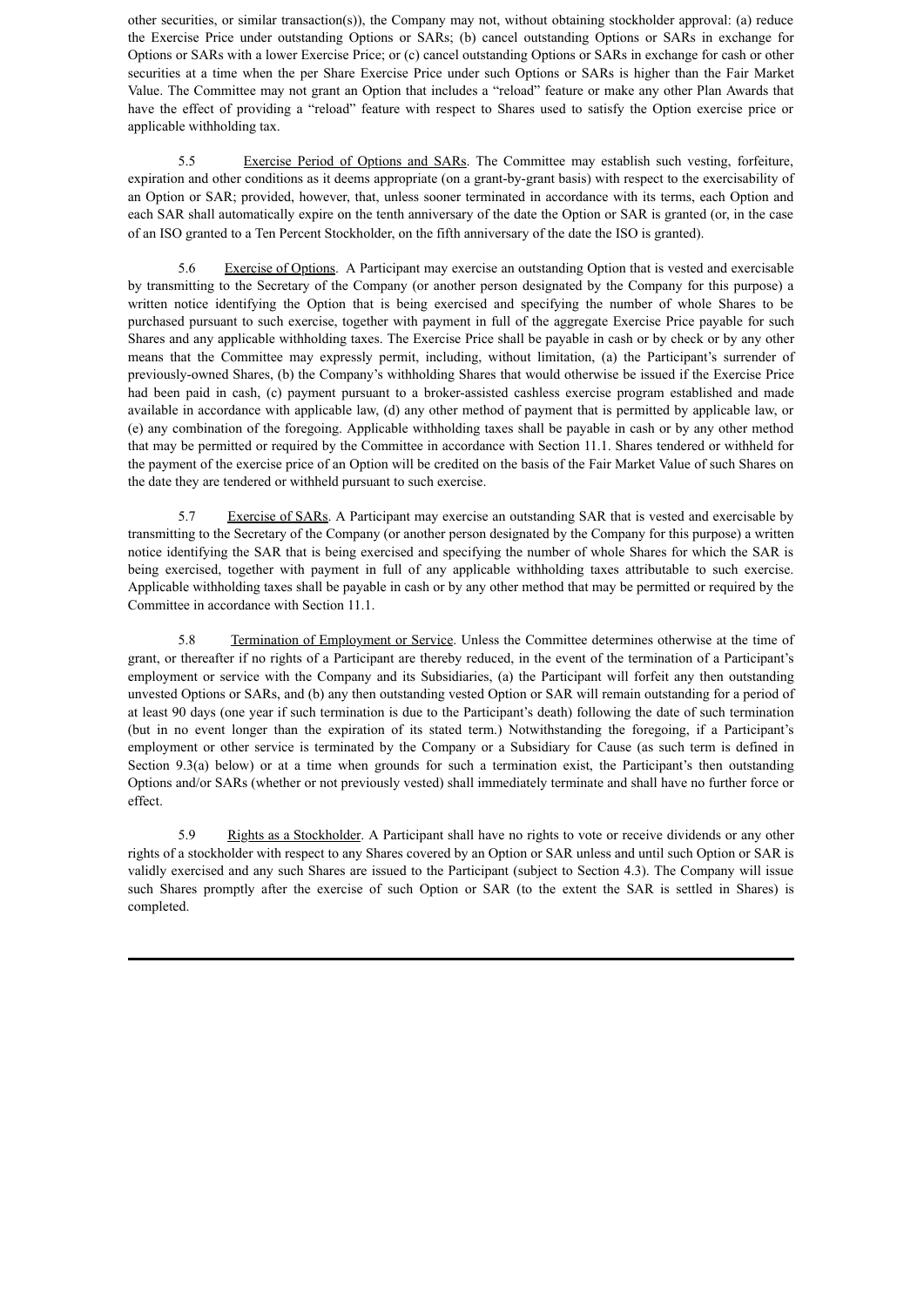other securities, or similar transaction(s)), the Company may not, without obtaining stockholder approval: (a) reduce the Exercise Price under outstanding Options or SARs; (b) cancel outstanding Options or SARs in exchange for Options or SARs with a lower Exercise Price; or (c) cancel outstanding Options or SARs in exchange for cash or other securities at a time when the per Share Exercise Price under such Options or SARs is higher than the Fair Market Value. The Committee may not grant an Option that includes a "reload" feature or make any other Plan Awards that have the effect of providing a "reload" feature with respect to Shares used to satisfy the Option exercise price or applicable withholding tax.

5.5 Exercise Period of Options and SARs. The Committee may establish such vesting, forfeiture, expiration and other conditions as it deems appropriate (on a grant-by-grant basis) with respect to the exercisability of an Option or SAR; provided, however, that, unless sooner terminated in accordance with its terms, each Option and each SAR shall automatically expire on the tenth anniversary of the date the Option or SAR is granted (or, in the case of an ISO granted to a Ten Percent Stockholder, on the fifth anniversary of the date the ISO is granted).

5.6 Exercise of Options. A Participant may exercise an outstanding Option that is vested and exercisable by transmitting to the Secretary of the Company (or another person designated by the Company for this purpose) a written notice identifying the Option that is being exercised and specifying the number of whole Shares to be purchased pursuant to such exercise, together with payment in full of the aggregate Exercise Price payable for such Shares and any applicable withholding taxes. The Exercise Price shall be payable in cash or by check or by any other means that the Committee may expressly permit, including, without limitation, (a) the Participant's surrender of previously-owned Shares, (b) the Company's withholding Shares that would otherwise be issued if the Exercise Price had been paid in cash, (c) payment pursuant to a broker-assisted cashless exercise program established and made available in accordance with applicable law, (d) any other method of payment that is permitted by applicable law, or (e) any combination of the foregoing. Applicable withholding taxes shall be payable in cash or by any other method that may be permitted or required by the Committee in accordance with Section 11.1. Shares tendered or withheld for the payment of the exercise price of an Option will be credited on the basis of the Fair Market Value of such Shares on the date they are tendered or withheld pursuant to such exercise.

5.7 Exercise of SARs. A Participant may exercise an outstanding SAR that is vested and exercisable by transmitting to the Secretary of the Company (or another person designated by the Company for this purpose) a written notice identifying the SAR that is being exercised and specifying the number of whole Shares for which the SAR is being exercised, together with payment in full of any applicable withholding taxes attributable to such exercise. Applicable withholding taxes shall be payable in cash or by any other method that may be permitted or required by the Committee in accordance with Section 11.1.

5.8 Termination of Employment or Service. Unless the Committee determines otherwise at the time of grant, or thereafter if no rights of a Participant are thereby reduced, in the event of the termination of a Participant's employment or service with the Company and its Subsidiaries, (a) the Participant will forfeit any then outstanding unvested Options or SARs, and (b) any then outstanding vested Option or SAR will remain outstanding for a period of at least 90 days (one year if such termination is due to the Participant's death) following the date of such termination (but in no event longer than the expiration of its stated term.) Notwithstanding the foregoing, if a Participant's employment or other service is terminated by the Company or a Subsidiary for Cause (as such term is defined in Section 9.3(a) below) or at a time when grounds for such a termination exist, the Participant's then outstanding Options and/or SARs (whether or not previously vested) shall immediately terminate and shall have no further force or effect.

5.9 Rights as a Stockholder. A Participant shall have no rights to vote or receive dividends or any other rights of a stockholder with respect to any Shares covered by an Option or SAR unless and until such Option or SAR is validly exercised and any such Shares are issued to the Participant (subject to Section 4.3). The Company will issue such Shares promptly after the exercise of such Option or SAR (to the extent the SAR is settled in Shares) is completed.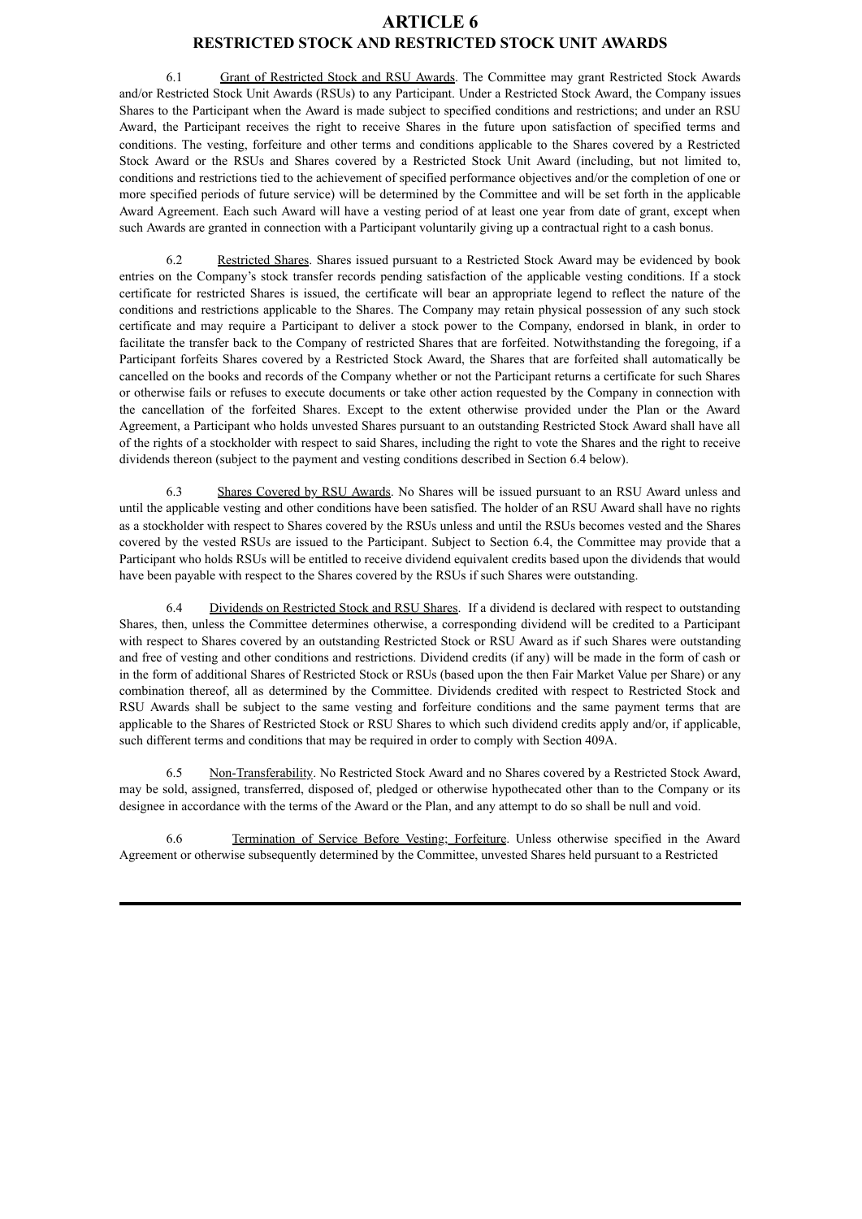# ARTICLE 6

## RESTRICTED STOCK AND RESTRICTED STOCK UNIT AWARDS

6.1 Grant of Restricted Stock and RSU Awards. The Committee may grant Restricted Stock Awards and/or Restricted Stock Unit Awards (RSUs) to any Participant. Under a Restricted Stock Award, the Company issues Shares to the Participant when the Award is made subject to specified conditions and restrictions; and under an RSU Award, the Participant receives the right to receive Shares in the future upon satisfaction of specified terms and conditions. The vesting, forfeiture and other terms and conditions applicable to the Shares covered by a Restricted Stock Award or the RSUs and Shares covered by a Restricted Stock Unit Award (including, but not limited to, conditions and restrictions tied to the achievement of specified performance objectives and/or the completion of one or more specified periods of future service) will be determined by the Committee and will be set forth in the applicable Award Agreement. Each such Award will have a vesting period of at least one year from date of grant, except when such Awards are granted in connection with a Participant voluntarily giving up a contractual right to a cash bonus.

6.2 Restricted Shares. Shares issued pursuant to a Restricted Stock Award may be evidenced by book entries on the Company's stock transfer records pending satisfaction of the applicable vesting conditions. If a stock certificate for restricted Shares is issued, the certificate will bear an appropriate legend to reflect the nature of the conditions and restrictions applicable to the Shares. The Company may retain physical possession of any such stock certificate and may require a Participant to deliver a stock power to the Company, endorsed in blank, in order to facilitate the transfer back to the Company of restricted Shares that are forfeited. Notwithstanding the foregoing, if a Participant forfeits Shares covered by a Restricted Stock Award, the Shares that are forfeited shall automatically be cancelled on the books and records of the Company whether or not the Participant returns a certificate for such Shares or otherwise fails or refuses to execute documents or take other action requested by the Company in connection with the cancellation of the forfeited Shares. Except to the extent otherwise provided under the Plan or the Award Agreement, a Participant who holds unvested Shares pursuant to an outstanding Restricted Stock Award shall have all of the rights of a stockholder with respect to said Shares, including the right to vote the Shares and the right to receive dividends thereon (subject to the payment and vesting conditions described in Section 6.4 below).

6.3 Shares Covered by RSU Awards. No Shares will be issued pursuant to an RSU Award unless and until the applicable vesting and other conditions have been satisfied. The holder of an RSU Award shall have no rights as a stockholder with respect to Shares covered by the RSUs unless and until the RSUs becomes vested and the Shares covered by the vested RSUs are issued to the Participant. Subject to Section 6.4, the Committee may provide that a Participant who holds RSUs will be entitled to receive dividend equivalent credits based upon the dividends that would have been payable with respect to the Shares covered by the RSUs if such Shares were outstanding.

6.4 Dividends on Restricted Stock and RSU Shares. If a dividend is declared with respect to outstanding Shares, then, unless the Committee determines otherwise, a corresponding dividend will be credited to a Participant with respect to Shares covered by an outstanding Restricted Stock or RSU Award as if such Shares were outstanding and free of vesting and other conditions and restrictions. Dividend credits (if any) will be made in the form of cash or in the form of additional Shares of Restricted Stock or RSUs (based upon the then Fair Market Value per Share) or any combination thereof, all as determined by the Committee. Dividends credited with respect to Restricted Stock and RSU Awards shall be subject to the same vesting and forfeiture conditions and the same payment terms that are applicable to the Shares of Restricted Stock or RSU Shares to which such dividend credits apply and/or, if applicable, such different terms and conditions that may be required in order to comply with Section 409A.

6.5 Non-Transferability. No Restricted Stock Award and no Shares covered by a Restricted Stock Award, may be sold, assigned, transferred, disposed of, pledged or otherwise hypothecated other than to the Company or its designee in accordance with the terms of the Award or the Plan, and any attempt to do so shall be null and void.

6.6 Termination of Service Before Vesting; Forfeiture. Unless otherwise specified in the Award Agreement or otherwise subsequently determined by the Committee, unvested Shares held pursuant to a Restricted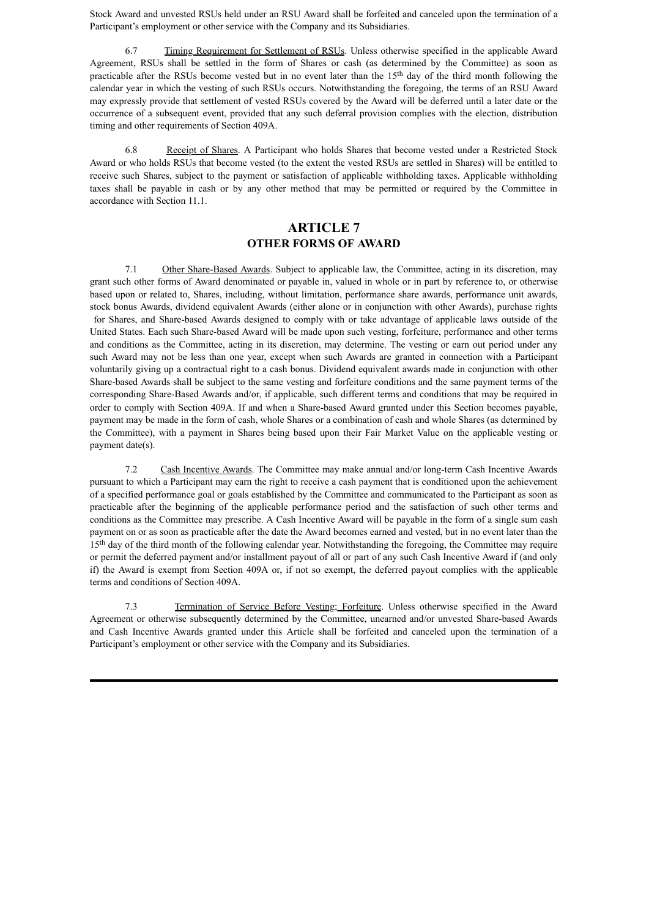Stock Award and unvested RSUs held under an RSU Award shall be forfeited and canceled upon the termination of a Participant's employment or other service with the Company and its Subsidiaries.

6.7 Timing Requirement for Settlement of RSUs. Unless otherwise specified in the applicable Award Agreement, RSUs shall be settled in the form of Shares or cash (as determined by the Committee) as soon as practicable after the RSUs become vested but in no event later than the 15th day of the third month following the calendar year in which the vesting of such RSUs occurs. Notwithstanding the foregoing, the terms of an RSU Award may expressly provide that settlement of vested RSUs covered by the Award will be deferred until a later date or the occurrence of a subsequent event, provided that any such deferral provision complies with the election, distribution timing and other requirements of Section 409A.

6.8 Receipt of Shares. A Participant who holds Shares that become vested under a Restricted Stock Award or who holds RSUs that become vested (to the extent the vested RSUs are settled in Shares) will be entitled to receive such Shares, subject to the payment or satisfaction of applicable withholding taxes. Applicable withholding taxes shall be payable in cash or by any other method that may be permitted or required by the Committee in accordance with Section 11.1.

## ARTICLE 7
## OTHER FORMS OF AWARD

7.1 Other Share-Based Awards. Subject to applicable law, the Committee, acting in its discretion, may grant such other forms of Award denominated or payable in, valued in whole or in part by reference to, or otherwise based upon or related to, Shares, including, without limitation, performance share awards, performance unit awards, stock bonus Awards, dividend equivalent Awards (either alone or in conjunction with other Awards), purchase rights for Shares, and Share-based Awards designed to comply with or take advantage of applicable laws outside of the United States. Each such Share-based Award will be made upon such vesting, forfeiture, performance and other terms and conditions as the Committee, acting in its discretion, may determine. The vesting or earn out period under any such Award may not be less than one year, except when such Awards are granted in connection with a Participant voluntarily giving up a contractual right to a cash bonus. Dividend equivalent awards made in conjunction with other Share-based Awards shall be subject to the same vesting and forfeiture conditions and the same payment terms of the corresponding Share-Based Awards and/or, if applicable, such different terms and conditions that may be required in order to comply with Section 409A. If and when a Share-based Award granted under this Section becomes payable, payment may be made in the form of cash, whole Shares or a combination of cash and whole Shares (as determined by the Committee), with a payment in Shares being based upon their Fair Market Value on the applicable vesting or payment date(s).

7.2 Cash Incentive Awards. The Committee may make annual and/or long-term Cash Incentive Awards pursuant to which a Participant may earn the right to receive a cash payment that is conditioned upon the achievement of a specified performance goal or goals established by the Committee and communicated to the Participant as soon as practicable after the beginning of the applicable performance period and the satisfaction of such other terms and conditions as the Committee may prescribe. A Cash Incentive Award will be payable in the form of a single sum cash payment on or as soon as practicable after the date the Award becomes earned and vested, but in no event later than the 15th day of the third month of the following calendar year. Notwithstanding the foregoing, the Committee may require or permit the deferred payment and/or installment payout of all or part of any such Cash Incentive Award if (and only if) the Award is exempt from Section 409A or, if not so exempt, the deferred payout complies with the applicable terms and conditions of Section 409A.

7.3 Termination of Service Before Vesting; Forfeiture. Unless otherwise specified in the Award Agreement or otherwise subsequently determined by the Committee, unearned and/or unvested Share-based Awards and Cash Incentive Awards granted under this Article shall be forfeited and canceled upon the termination of a Participant's employment or other service with the Company and its Subsidiaries.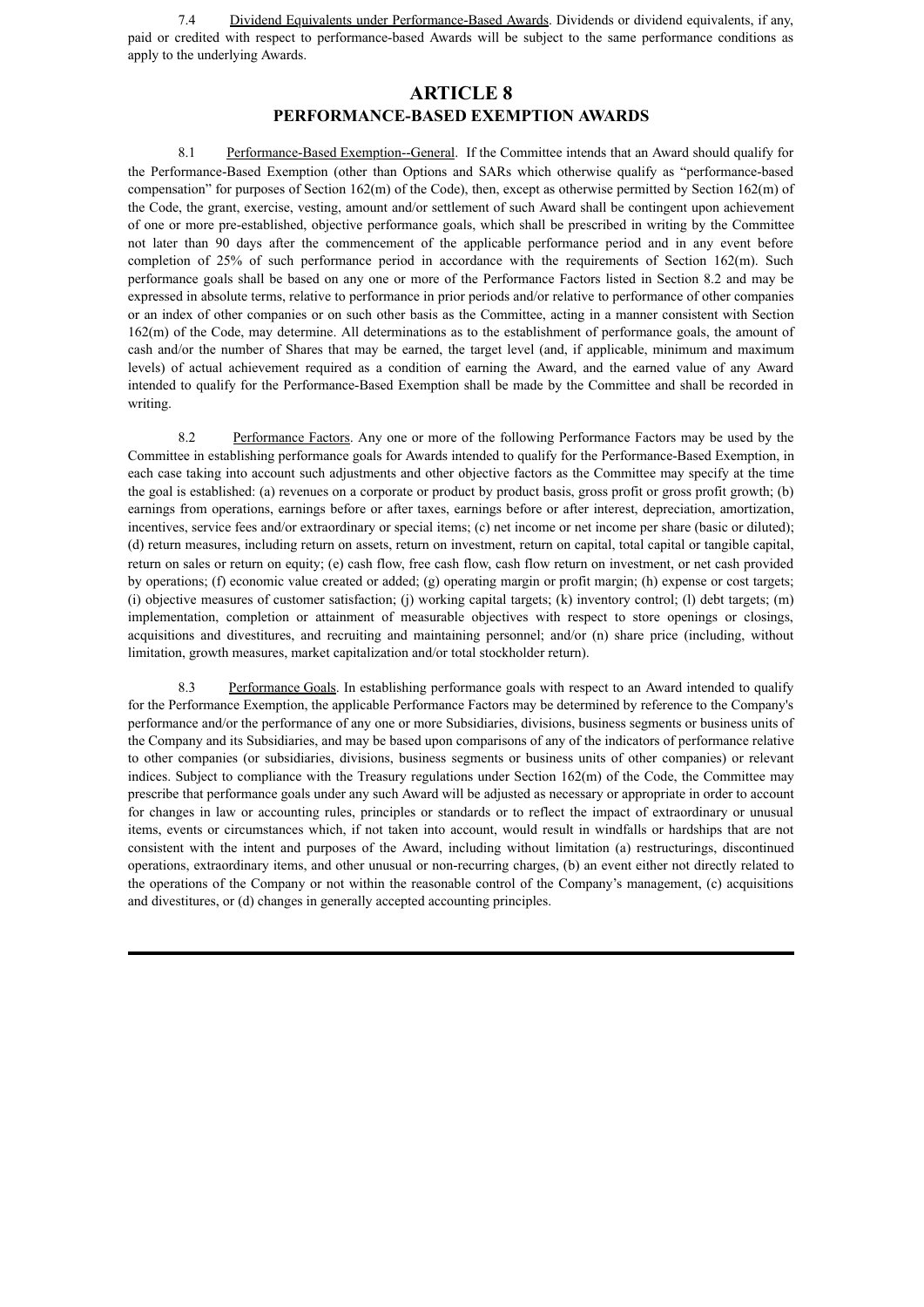7.4 Dividend Equivalents under Performance-Based Awards. Dividends or dividend equivalents, if any, paid or credited with respect to performance-based Awards will be subject to the same performance conditions as apply to the underlying Awards.

# ARTICLE 8
## PERFORMANCE-BASED EXEMPTION AWARDS

8.1 Performance-Based Exemption--General. If the Committee intends that an Award should qualify for the Performance-Based Exemption (other than Options and SARs which otherwise qualify as "performance-based compensation" for purposes of Section 162(m) of the Code), then, except as otherwise permitted by Section 162(m) of the Code, the grant, exercise, vesting, amount and/or settlement of such Award shall be contingent upon achievement of one or more pre-established, objective performance goals, which shall be prescribed in writing by the Committee not later than 90 days after the commencement of the applicable performance period and in any event before completion of 25% of such performance period in accordance with the requirements of Section 162(m). Such performance goals shall be based on any one or more of the Performance Factors listed in Section 8.2 and may be expressed in absolute terms, relative to performance in prior periods and/or relative to performance of other companies or an index of other companies or on such other basis as the Committee, acting in a manner consistent with Section 162(m) of the Code, may determine. All determinations as to the establishment of performance goals, the amount of cash and/or the number of Shares that may be earned, the target level (and, if applicable, minimum and maximum levels) of actual achievement required as a condition of earning the Award, and the earned value of any Award intended to qualify for the Performance-Based Exemption shall be made by the Committee and shall be recorded in writing.

8.2 Performance Factors. Any one or more of the following Performance Factors may be used by the Committee in establishing performance goals for Awards intended to qualify for the Performance-Based Exemption, in each case taking into account such adjustments and other objective factors as the Committee may specify at the time the goal is established: (a) revenues on a corporate or product by product basis, gross profit or gross profit growth; (b) earnings from operations, earnings before or after taxes, earnings before or after interest, depreciation, amortization, incentives, service fees and/or extraordinary or special items; (c) net income or net income per share (basic or diluted); (d) return measures, including return on assets, return on investment, return on capital, total capital or tangible capital, return on sales or return on equity; (e) cash flow, free cash flow, cash flow return on investment, or net cash provided by operations; (f) economic value created or added; (g) operating margin or profit margin; (h) expense or cost targets; (i) objective measures of customer satisfaction; (j) working capital targets; (k) inventory control; (l) debt targets; (m) implementation, completion or attainment of measurable objectives with respect to store openings or closings, acquisitions and divestitures, and recruiting and maintaining personnel; and/or (n) share price (including, without limitation, growth measures, market capitalization and/or total stockholder return).

8.3 Performance Goals. In establishing performance goals with respect to an Award intended to qualify for the Performance Exemption, the applicable Performance Factors may be determined by reference to the Company's performance and/or the performance of any one or more Subsidiaries, divisions, business segments or business units of the Company and its Subsidiaries, and may be based upon comparisons of any of the indicators of performance relative to other companies (or subsidiaries, divisions, business segments or business units of other companies) or relevant indices. Subject to compliance with the Treasury regulations under Section 162(m) of the Code, the Committee may prescribe that performance goals under any such Award will be adjusted as necessary or appropriate in order to account for changes in law or accounting rules, principles or standards or to reflect the impact of extraordinary or unusual items, events or circumstances which, if not taken into account, would result in windfalls or hardships that are not consistent with the intent and purposes of the Award, including without limitation (a) restructurings, discontinued operations, extraordinary items, and other unusual or non-recurring charges, (b) an event either not directly related to the operations of the Company or not within the reasonable control of the Company's management, (c) acquisitions and divestitures, or (d) changes in generally accepted accounting principles.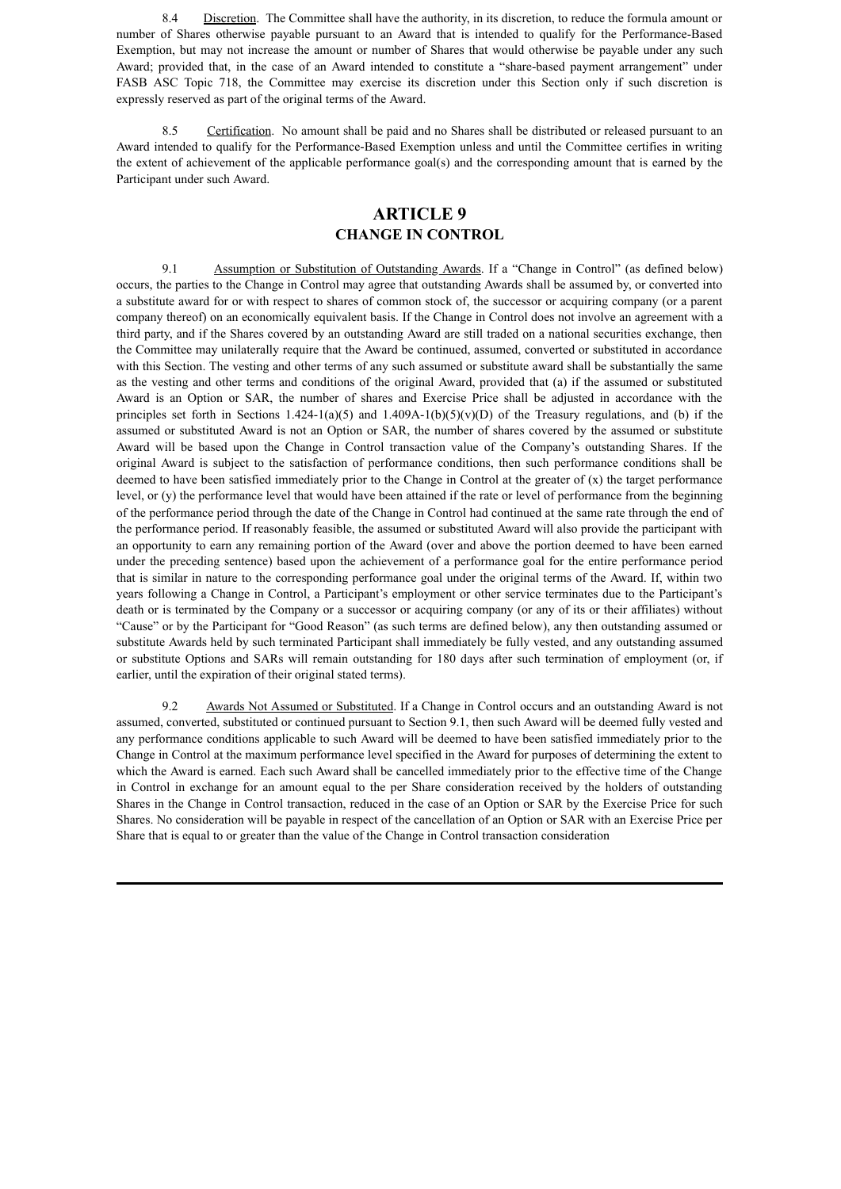8.4 Discretion. The Committee shall have the authority, in its discretion, to reduce the formula amount or number of Shares otherwise payable pursuant to an Award that is intended to qualify for the Performance-Based Exemption, but may not increase the amount or number of Shares that would otherwise be payable under any such Award; provided that, in the case of an Award intended to constitute a "share-based payment arrangement" under FASB ASC Topic 718, the Committee may exercise its discretion under this Section only if such discretion is expressly reserved as part of the original terms of the Award.

8.5 Certification. No amount shall be paid and no Shares shall be distributed or released pursuant to an Award intended to qualify for the Performance-Based Exemption unless and until the Committee certifies in writing the extent of achievement of the applicable performance goal(s) and the corresponding amount that is earned by the Participant under such Award.

## ARTICLE 9
## CHANGE IN CONTROL

9.1 Assumption or Substitution of Outstanding Awards. If a "Change in Control" (as defined below) occurs, the parties to the Change in Control may agree that outstanding Awards shall be assumed by, or converted into a substitute award for or with respect to shares of common stock of, the successor or acquiring company (or a parent company thereof) on an economically equivalent basis. If the Change in Control does not involve an agreement with a third party, and if the Shares covered by an outstanding Award are still traded on a national securities exchange, then the Committee may unilaterally require that the Award be continued, assumed, converted or substituted in accordance with this Section. The vesting and other terms of any such assumed or substitute award shall be substantially the same as the vesting and other terms and conditions of the original Award, provided that (a) if the assumed or substituted Award is an Option or SAR, the number of shares and Exercise Price shall be adjusted in accordance with the principles set forth in Sections 1.424-1(a)(5) and 1.409A-1(b)(5)(v)(D) of the Treasury regulations, and (b) if the assumed or substituted Award is not an Option or SAR, the number of shares covered by the assumed or substitute Award will be based upon the Change in Control transaction value of the Company's outstanding Shares. If the original Award is subject to the satisfaction of performance conditions, then such performance conditions shall be deemed to have been satisfied immediately prior to the Change in Control at the greater of (x) the target performance level, or (y) the performance level that would have been attained if the rate or level of performance from the beginning of the performance period through the date of the Change in Control had continued at the same rate through the end of the performance period. If reasonably feasible, the assumed or substituted Award will also provide the participant with an opportunity to earn any remaining portion of the Award (over and above the portion deemed to have been earned under the preceding sentence) based upon the achievement of a performance goal for the entire performance period that is similar in nature to the corresponding performance goal under the original terms of the Award. If, within two years following a Change in Control, a Participant's employment or other service terminates due to the Participant's death or is terminated by the Company or a successor or acquiring company (or any of its or their affiliates) without "Cause" or by the Participant for "Good Reason" (as such terms are defined below), any then outstanding assumed or substitute Awards held by such terminated Participant shall immediately be fully vested, and any outstanding assumed or substitute Options and SARs will remain outstanding for 180 days after such termination of employment (or, if earlier, until the expiration of their original stated terms).

9.2 Awards Not Assumed or Substituted. If a Change in Control occurs and an outstanding Award is not assumed, converted, substituted or continued pursuant to Section 9.1, then such Award will be deemed fully vested and any performance conditions applicable to such Award will be deemed to have been satisfied immediately prior to the Change in Control at the maximum performance level specified in the Award for purposes of determining the extent to which the Award is earned. Each such Award shall be cancelled immediately prior to the effective time of the Change in Control in exchange for an amount equal to the per Share consideration received by the holders of outstanding Shares in the Change in Control transaction, reduced in the case of an Option or SAR by the Exercise Price for such Shares. No consideration will be payable in respect of the cancellation of an Option or SAR with an Exercise Price per Share that is equal to or greater than the value of the Change in Control transaction consideration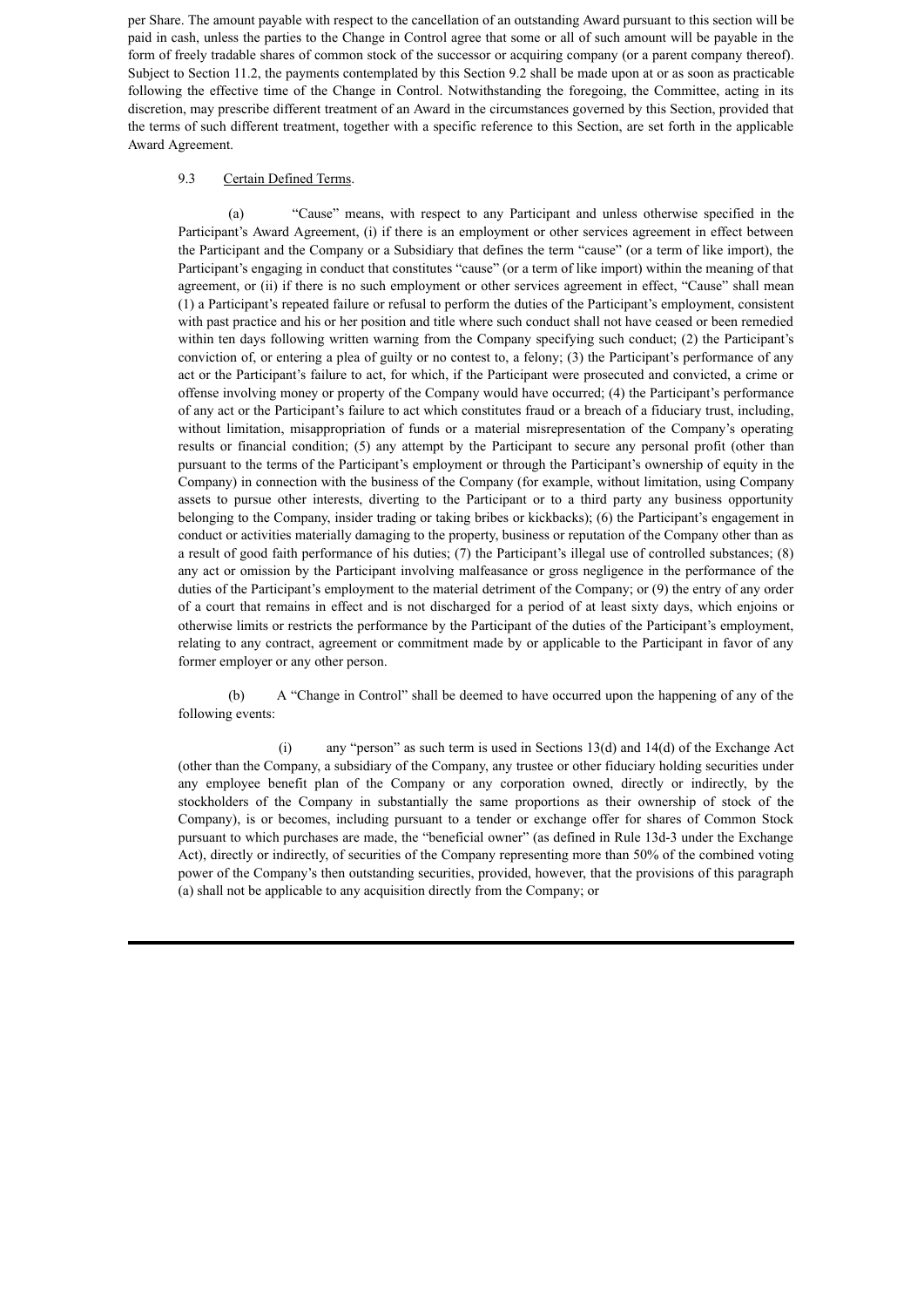per Share. The amount payable with respect to the cancellation of an outstanding Award pursuant to this section will be paid in cash, unless the parties to the Change in Control agree that some or all of such amount will be payable in the form of freely tradable shares of common stock of the successor or acquiring company (or a parent company thereof). Subject to Section 11.2, the payments contemplated by this Section 9.2 shall be made upon at or as soon as practicable following the effective time of the Change in Control. Notwithstanding the foregoing, the Committee, acting in its discretion, may prescribe different treatment of an Award in the circumstances governed by this Section, provided that the terms of such different treatment, together with a specific reference to this Section, are set forth in the applicable Award Agreement.

9.3 Certain Defined Terms.

(a) "Cause" means, with respect to any Participant and unless otherwise specified in the Participant's Award Agreement, (i) if there is an employment or other services agreement in effect between the Participant and the Company or a Subsidiary that defines the term "cause" (or a term of like import), the Participant's engaging in conduct that constitutes "cause" (or a term of like import) within the meaning of that agreement, or (ii) if there is no such employment or other services agreement in effect, "Cause" shall mean (1) a Participant's repeated failure or refusal to perform the duties of the Participant's employment, consistent with past practice and his or her position and title where such conduct shall not have ceased or been remedied within ten days following written warning from the Company specifying such conduct; (2) the Participant's conviction of, or entering a plea of guilty or no contest to, a felony; (3) the Participant's performance of any act or the Participant's failure to act, for which, if the Participant were prosecuted and convicted, a crime or offense involving money or property of the Company would have occurred; (4) the Participant's performance of any act or the Participant's failure to act which constitutes fraud or a breach of a fiduciary trust, including, without limitation, misappropriation of funds or a material misrepresentation of the Company's operating results or financial condition; (5) any attempt by the Participant to secure any personal profit (other than pursuant to the terms of the Participant's employment or through the Participant's ownership of equity in the Company) in connection with the business of the Company (for example, without limitation, using Company assets to pursue other interests, diverting to the Participant or to a third party any business opportunity belonging to the Company, insider trading or taking bribes or kickbacks); (6) the Participant's engagement in conduct or activities materially damaging to the property, business or reputation of the Company other than as a result of good faith performance of his duties; (7) the Participant's illegal use of controlled substances; (8) any act or omission by the Participant involving malfeasance or gross negligence in the performance of the duties of the Participant's employment to the material detriment of the Company; or (9) the entry of any order of a court that remains in effect and is not discharged for a period of at least sixty days, which enjoins or otherwise limits or restricts the performance by the Participant of the duties of the Participant's employment, relating to any contract, agreement or commitment made by or applicable to the Participant in favor of any former employer or any other person.

(b) A "Change in Control" shall be deemed to have occurred upon the happening of any of the following events:

(i) any "person" as such term is used in Sections 13(d) and 14(d) of the Exchange Act (other than the Company, a subsidiary of the Company, any trustee or other fiduciary holding securities under any employee benefit plan of the Company or any corporation owned, directly or indirectly, by the stockholders of the Company in substantially the same proportions as their ownership of stock of the Company), is or becomes, including pursuant to a tender or exchange offer for shares of Common Stock pursuant to which purchases are made, the "beneficial owner" (as defined in Rule 13d-3 under the Exchange Act), directly or indirectly, of securities of the Company representing more than 50% of the combined voting power of the Company's then outstanding securities, provided, however, that the provisions of this paragraph (a) shall not be applicable to any acquisition directly from the Company; or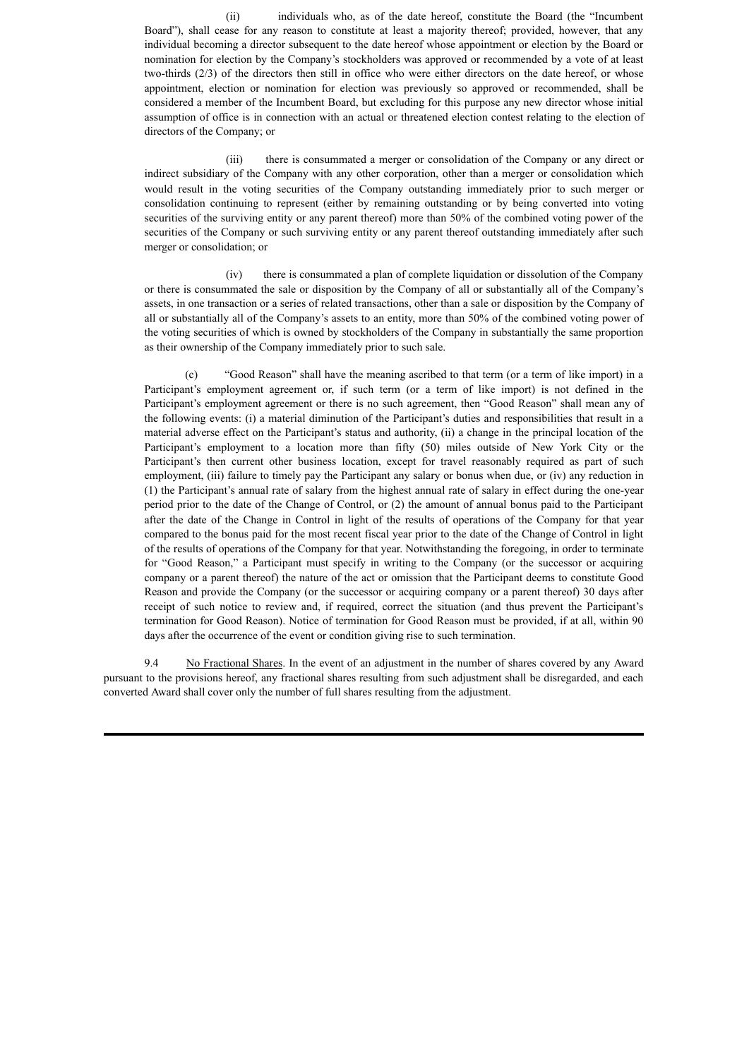(ii) individuals who, as of the date hereof, constitute the Board (the "Incumbent Board"), shall cease for any reason to constitute at least a majority thereof; provided, however, that any individual becoming a director subsequent to the date hereof whose appointment or election by the Board or nomination for election by the Company's stockholders was approved or recommended by a vote of at least two-thirds (2/3) of the directors then still in office who were either directors on the date hereof, or whose appointment, election or nomination for election was previously so approved or recommended, shall be considered a member of the Incumbent Board, but excluding for this purpose any new director whose initial assumption of office is in connection with an actual or threatened election contest relating to the election of directors of the Company; or

(iii) there is consummated a merger or consolidation of the Company or any direct or indirect subsidiary of the Company with any other corporation, other than a merger or consolidation which would result in the voting securities of the Company outstanding immediately prior to such merger or consolidation continuing to represent (either by remaining outstanding or by being converted into voting securities of the surviving entity or any parent thereof) more than 50% of the combined voting power of the securities of the Company or such surviving entity or any parent thereof outstanding immediately after such merger or consolidation; or

(iv) there is consummated a plan of complete liquidation or dissolution of the Company or there is consummated the sale or disposition by the Company of all or substantially all of the Company's assets, in one transaction or a series of related transactions, other than a sale or disposition by the Company of all or substantially all of the Company's assets to an entity, more than 50% of the combined voting power of the voting securities of which is owned by stockholders of the Company in substantially the same proportion as their ownership of the Company immediately prior to such sale.

(c) "Good Reason" shall have the meaning ascribed to that term (or a term of like import) in a Participant's employment agreement or, if such term (or a term of like import) is not defined in the Participant's employment agreement or there is no such agreement, then "Good Reason" shall mean any of the following events: (i) a material diminution of the Participant's duties and responsibilities that result in a material adverse effect on the Participant's status and authority, (ii) a change in the principal location of the Participant's employment to a location more than fifty (50) miles outside of New York City or the Participant's then current other business location, except for travel reasonably required as part of such employment, (iii) failure to timely pay the Participant any salary or bonus when due, or (iv) any reduction in (1) the Participant's annual rate of salary from the highest annual rate of salary in effect during the one-year period prior to the date of the Change of Control, or (2) the amount of annual bonus paid to the Participant after the date of the Change in Control in light of the results of operations of the Company for that year compared to the bonus paid for the most recent fiscal year prior to the date of the Change of Control in light of the results of operations of the Company for that year. Notwithstanding the foregoing, in order to terminate for "Good Reason," a Participant must specify in writing to the Company (or the successor or acquiring company or a parent thereof) the nature of the act or omission that the Participant deems to constitute Good Reason and provide the Company (or the successor or acquiring company or a parent thereof) 30 days after receipt of such notice to review and, if required, correct the situation (and thus prevent the Participant's termination for Good Reason). Notice of termination for Good Reason must be provided, if at all, within 90 days after the occurrence of the event or condition giving rise to such termination.

9.4 No Fractional Shares. In the event of an adjustment in the number of shares covered by any Award pursuant to the provisions hereof, any fractional shares resulting from such adjustment shall be disregarded, and each converted Award shall cover only the number of full shares resulting from the adjustment.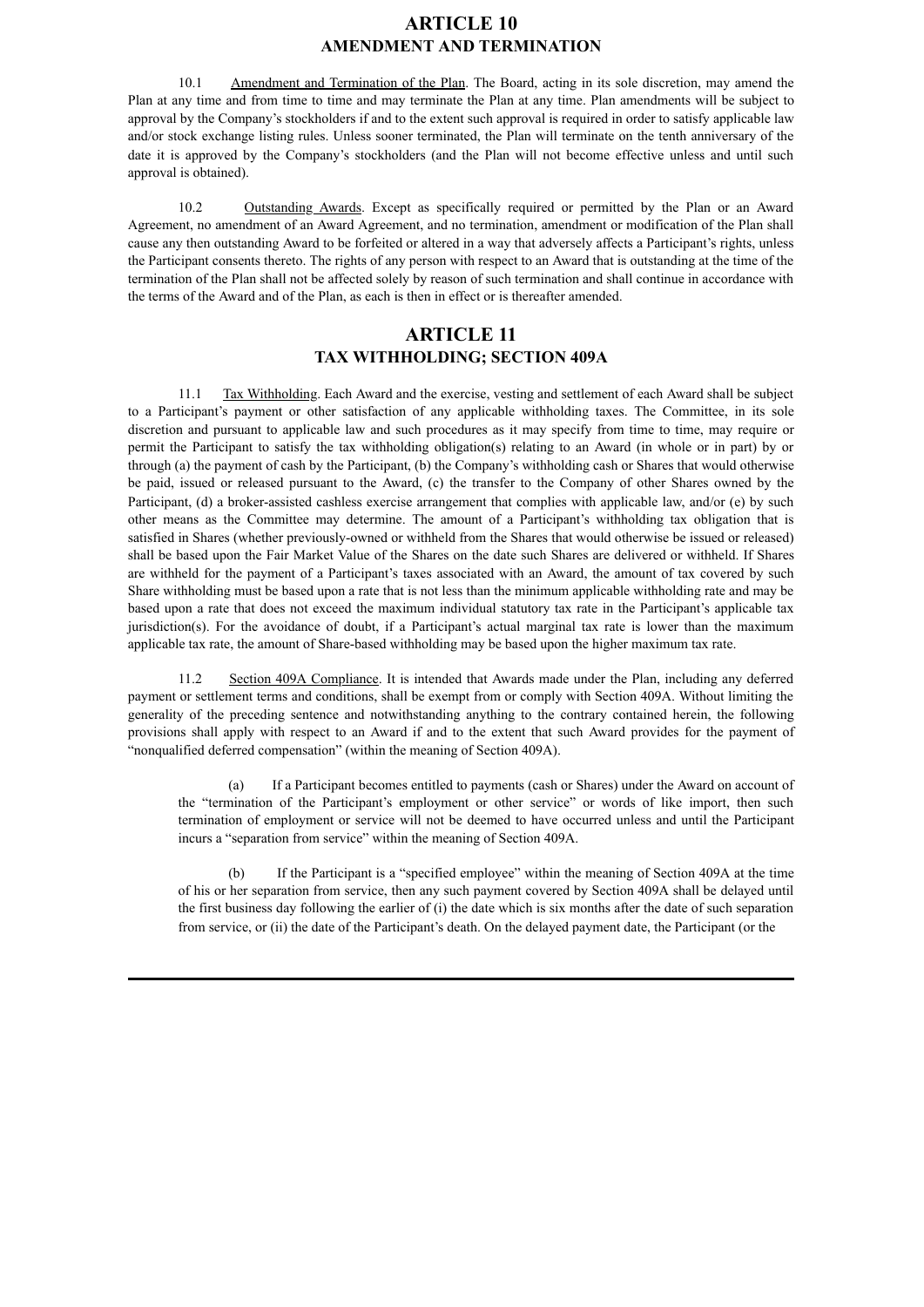# ARTICLE 10
## AMENDMENT AND TERMINATION

10.1 Amendment and Termination of the Plan. The Board, acting in its sole discretion, may amend the Plan at any time and from time to time and may terminate the Plan at any time. Plan amendments will be subject to approval by the Company's stockholders if and to the extent such approval is required in order to satisfy applicable law and/or stock exchange listing rules. Unless sooner terminated, the Plan will terminate on the tenth anniversary of the date it is approved by the Company's stockholders (and the Plan will not become effective unless and until such approval is obtained).

10.2 Outstanding Awards. Except as specifically required or permitted by the Plan or an Award Agreement, no amendment of an Award Agreement, and no termination, amendment or modification of the Plan shall cause any then outstanding Award to be forfeited or altered in a way that adversely affects a Participant's rights, unless the Participant consents thereto. The rights of any person with respect to an Award that is outstanding at the time of the termination of the Plan shall not be affected solely by reason of such termination and shall continue in accordance with the terms of the Award and of the Plan, as each is then in effect or is thereafter amended.

# ARTICLE 11
## TAX WITHHOLDING; SECTION 409A

11.1 Tax Withholding. Each Award and the exercise, vesting and settlement of each Award shall be subject to a Participant's payment or other satisfaction of any applicable withholding taxes. The Committee, in its sole discretion and pursuant to applicable law and such procedures as it may specify from time to time, may require or permit the Participant to satisfy the tax withholding obligation(s) relating to an Award (in whole or in part) by or through (a) the payment of cash by the Participant, (b) the Company's withholding cash or Shares that would otherwise be paid, issued or released pursuant to the Award, (c) the transfer to the Company of other Shares owned by the Participant, (d) a broker-assisted cashless exercise arrangement that complies with applicable law, and/or (e) by such other means as the Committee may determine. The amount of a Participant's withholding tax obligation that is satisfied in Shares (whether previously-owned or withheld from the Shares that would otherwise be issued or released) shall be based upon the Fair Market Value of the Shares on the date such Shares are delivered or withheld. If Shares are withheld for the payment of a Participant's taxes associated with an Award, the amount of tax covered by such Share withholding must be based upon a rate that is not less than the minimum applicable withholding rate and may be based upon a rate that does not exceed the maximum individual statutory tax rate in the Participant's applicable tax jurisdiction(s). For the avoidance of doubt, if a Participant's actual marginal tax rate is lower than the maximum applicable tax rate, the amount of Share-based withholding may be based upon the higher maximum tax rate.

11.2 Section 409A Compliance. It is intended that Awards made under the Plan, including any deferred payment or settlement terms and conditions, shall be exempt from or comply with Section 409A. Without limiting the generality of the preceding sentence and notwithstanding anything to the contrary contained herein, the following provisions shall apply with respect to an Award if and to the extent that such Award provides for the payment of "nonqualified deferred compensation" (within the meaning of Section 409A).

(a) If a Participant becomes entitled to payments (cash or Shares) under the Award on account of the "termination of the Participant's employment or other service" or words of like import, then such termination of employment or service will not be deemed to have occurred unless and until the Participant incurs a "separation from service" within the meaning of Section 409A.

(b) If the Participant is a "specified employee" within the meaning of Section 409A at the time of his or her separation from service, then any such payment covered by Section 409A shall be delayed until the first business day following the earlier of (i) the date which is six months after the date of such separation from service, or (ii) the date of the Participant's death. On the delayed payment date, the Participant (or the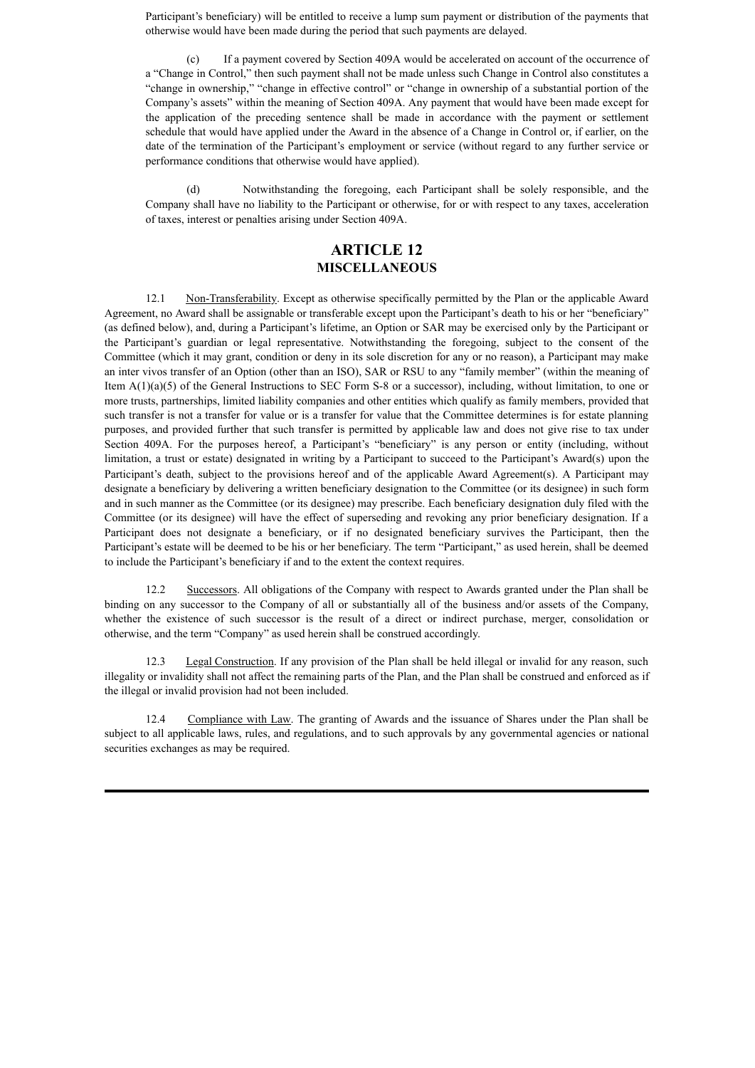Participant's beneficiary) will be entitled to receive a lump sum payment or distribution of the payments that otherwise would have been made during the period that such payments are delayed.

(c) If a payment covered by Section 409A would be accelerated on account of the occurrence of a "Change in Control," then such payment shall not be made unless such Change in Control also constitutes a "change in ownership," "change in effective control" or "change in ownership of a substantial portion of the Company's assets" within the meaning of Section 409A. Any payment that would have been made except for the application of the preceding sentence shall be made in accordance with the payment or settlement schedule that would have applied under the Award in the absence of a Change in Control or, if earlier, on the date of the termination of the Participant's employment or service (without regard to any further service or performance conditions that otherwise would have applied).

(d) Notwithstanding the foregoing, each Participant shall be solely responsible, and the Company shall have no liability to the Participant or otherwise, for or with respect to any taxes, acceleration of taxes, interest or penalties arising under Section 409A.

# ARTICLE 12
## MISCELLANEOUS

12.1 Non-Transferability. Except as otherwise specifically permitted by the Plan or the applicable Award Agreement, no Award shall be assignable or transferable except upon the Participant's death to his or her "beneficiary" (as defined below), and, during a Participant's lifetime, an Option or SAR may be exercised only by the Participant or the Participant's guardian or legal representative. Notwithstanding the foregoing, subject to the consent of the Committee (which it may grant, condition or deny in its sole discretion for any or no reason), a Participant may make an inter vivos transfer of an Option (other than an ISO), SAR or RSU to any "family member" (within the meaning of Item A(1)(a)(5) of the General Instructions to SEC Form S-8 or a successor), including, without limitation, to one or more trusts, partnerships, limited liability companies and other entities which qualify as family members, provided that such transfer is not a transfer for value or is a transfer for value that the Committee determines is for estate planning purposes, and provided further that such transfer is permitted by applicable law and does not give rise to tax under Section 409A. For the purposes hereof, a Participant's "beneficiary" is any person or entity (including, without limitation, a trust or estate) designated in writing by a Participant to succeed to the Participant's Award(s) upon the Participant's death, subject to the provisions hereof and of the applicable Award Agreement(s). A Participant may designate a beneficiary by delivering a written beneficiary designation to the Committee (or its designee) in such form and in such manner as the Committee (or its designee) may prescribe. Each beneficiary designation duly filed with the Committee (or its designee) will have the effect of superseding and revoking any prior beneficiary designation. If a Participant does not designate a beneficiary, or if no designated beneficiary survives the Participant, then the Participant's estate will be deemed to be his or her beneficiary. The term "Participant," as used herein, shall be deemed to include the Participant's beneficiary if and to the extent the context requires.

12.2 Successors. All obligations of the Company with respect to Awards granted under the Plan shall be binding on any successor to the Company of all or substantially all of the business and/or assets of the Company, whether the existence of such successor is the result of a direct or indirect purchase, merger, consolidation or otherwise, and the term "Company" as used herein shall be construed accordingly.

12.3 Legal Construction. If any provision of the Plan shall be held illegal or invalid for any reason, such illegality or invalidity shall not affect the remaining parts of the Plan, and the Plan shall be construed and enforced as if the illegal or invalid provision had not been included.

12.4 Compliance with Law. The granting of Awards and the issuance of Shares under the Plan shall be subject to all applicable laws, rules, and regulations, and to such approvals by any governmental agencies or national securities exchanges as may be required.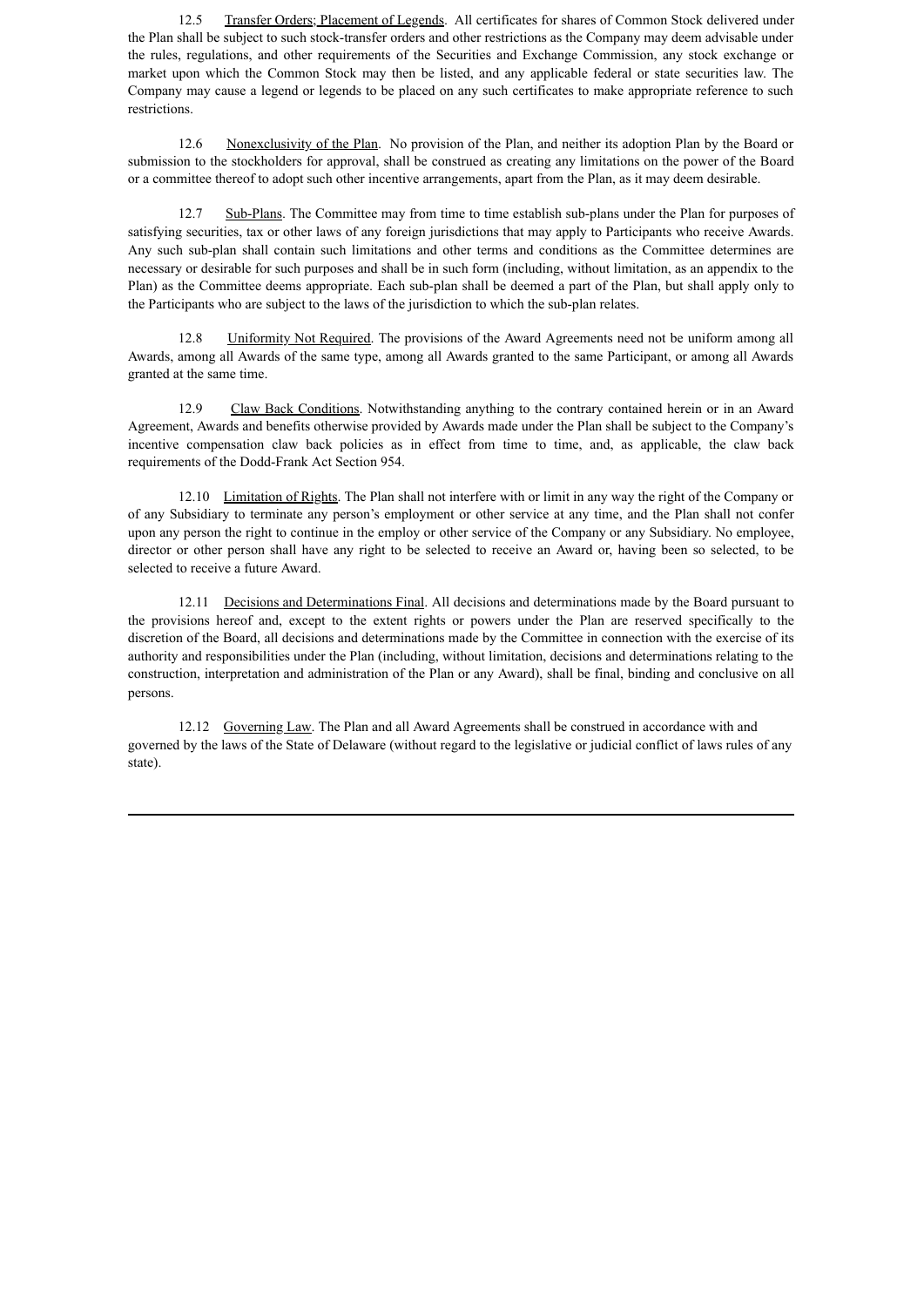12.5 Transfer Orders; Placement of Legends. All certificates for shares of Common Stock delivered under the Plan shall be subject to such stock-transfer orders and other restrictions as the Company may deem advisable under the rules, regulations, and other requirements of the Securities and Exchange Commission, any stock exchange or market upon which the Common Stock may then be listed, and any applicable federal or state securities law. The Company may cause a legend or legends to be placed on any such certificates to make appropriate reference to such restrictions.

12.6 Nonexclusivity of the Plan. No provision of the Plan, and neither its adoption Plan by the Board or submission to the stockholders for approval, shall be construed as creating any limitations on the power of the Board or a committee thereof to adopt such other incentive arrangements, apart from the Plan, as it may deem desirable.

12.7 Sub-Plans. The Committee may from time to time establish sub-plans under the Plan for purposes of satisfying securities, tax or other laws of any foreign jurisdictions that may apply to Participants who receive Awards. Any such sub-plan shall contain such limitations and other terms and conditions as the Committee determines are necessary or desirable for such purposes and shall be in such form (including, without limitation, as an appendix to the Plan) as the Committee deems appropriate. Each sub-plan shall be deemed a part of the Plan, but shall apply only to the Participants who are subject to the laws of the jurisdiction to which the sub-plan relates.

12.8 Uniformity Not Required. The provisions of the Award Agreements need not be uniform among all Awards, among all Awards of the same type, among all Awards granted to the same Participant, or among all Awards granted at the same time.

12.9 Claw Back Conditions. Notwithstanding anything to the contrary contained herein or in an Award Agreement, Awards and benefits otherwise provided by Awards made under the Plan shall be subject to the Company's incentive compensation claw back policies as in effect from time to time, and, as applicable, the claw back requirements of the Dodd-Frank Act Section 954.

12.10 Limitation of Rights. The Plan shall not interfere with or limit in any way the right of the Company or of any Subsidiary to terminate any person's employment or other service at any time, and the Plan shall not confer upon any person the right to continue in the employ or other service of the Company or any Subsidiary. No employee, director or other person shall have any right to be selected to receive an Award or, having been so selected, to be selected to receive a future Award.

12.11 Decisions and Determinations Final. All decisions and determinations made by the Board pursuant to the provisions hereof and, except to the extent rights or powers under the Plan are reserved specifically to the discretion of the Board, all decisions and determinations made by the Committee in connection with the exercise of its authority and responsibilities under the Plan (including, without limitation, decisions and determinations relating to the construction, interpretation and administration of the Plan or any Award), shall be final, binding and conclusive on all persons.

12.12 Governing Law. The Plan and all Award Agreements shall be construed in accordance with and governed by the laws of the State of Delaware (without regard to the legislative or judicial conflict of laws rules of any state).